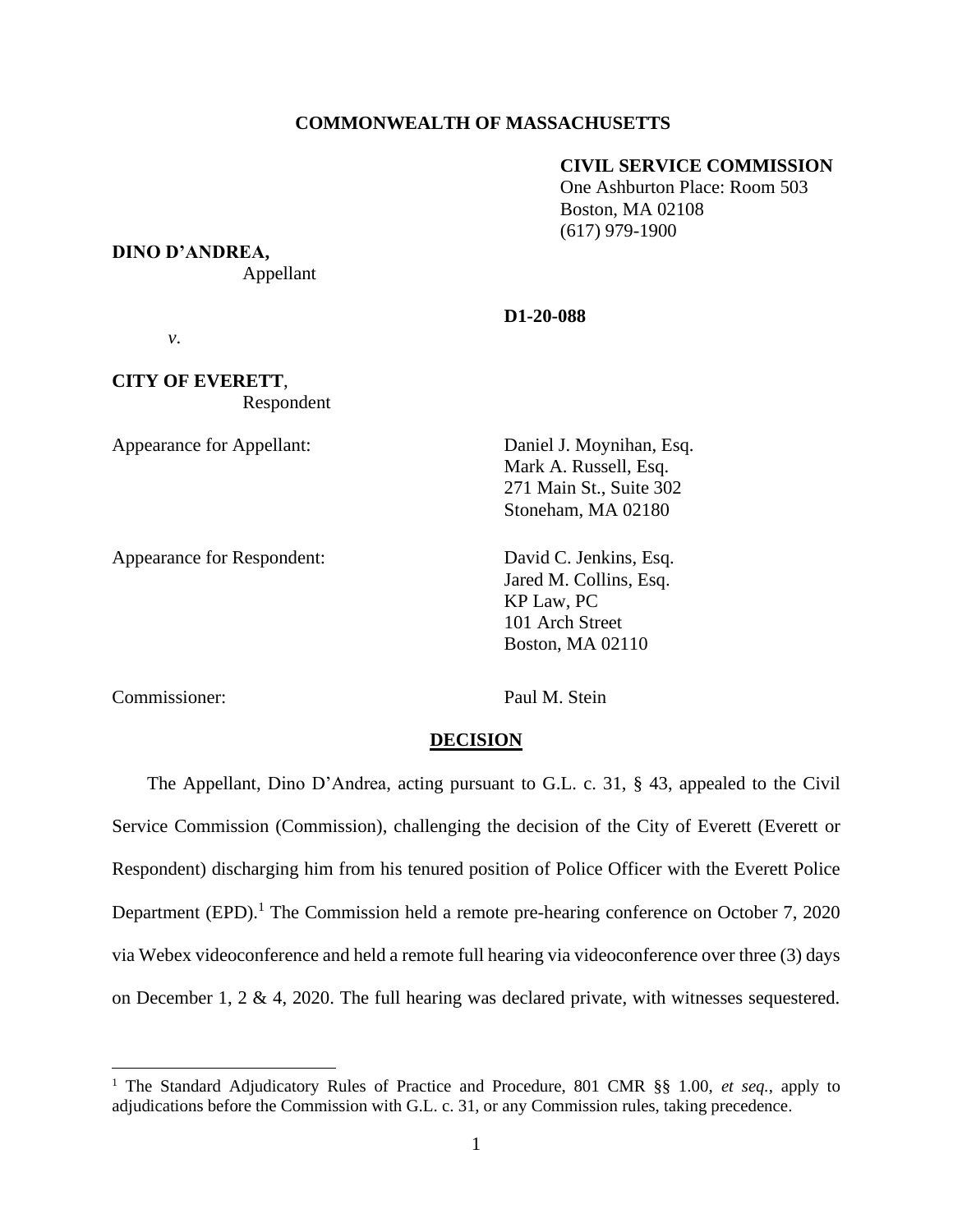**COMMONWEALTH OF MASSACHUSETTS**

**CIVIL SERVICE COMMISSION**
One Ashburton Place: Room 503
Boston, MA 02108
(617) 979-1900

**DINO D'ANDREA,**
Appellant

**D1-20-088**

*v*.

**CITY OF EVERETT**,
Respondent

Appearance for Appellant: Daniel J. Moynihan, Esq.
Mark A. Russell, Esq.
271 Main St., Suite 302
Stoneham, MA 02180

Appearance for Respondent: David C. Jenkins, Esq.
Jared M. Collins, Esq.
KP Law, PC
101 Arch Street
Boston, MA 02110

Commissioner: Paul M. Stein

## DECISION

The Appellant, Dino D'Andrea, acting pursuant to G.L. c. 31, § 43, appealed to the Civil Service Commission (Commission), challenging the decision of the City of Everett (Everett or Respondent) discharging him from his tenured position of Police Officer with the Everett Police Department (EPD).[1] The Commission held a remote pre-hearing conference on October 7, 2020 via Webex videoconference and held a remote full hearing via videoconference over three (3) days on December 1, 2 & 4, 2020. The full hearing was declared private, with witnesses sequestered.

[1] The Standard Adjudicatory Rules of Practice and Procedure, 801 CMR §§ 1.00, *et seq.*, apply to adjudications before the Commission with G.L. c. 31, or any Commission rules, taking precedence.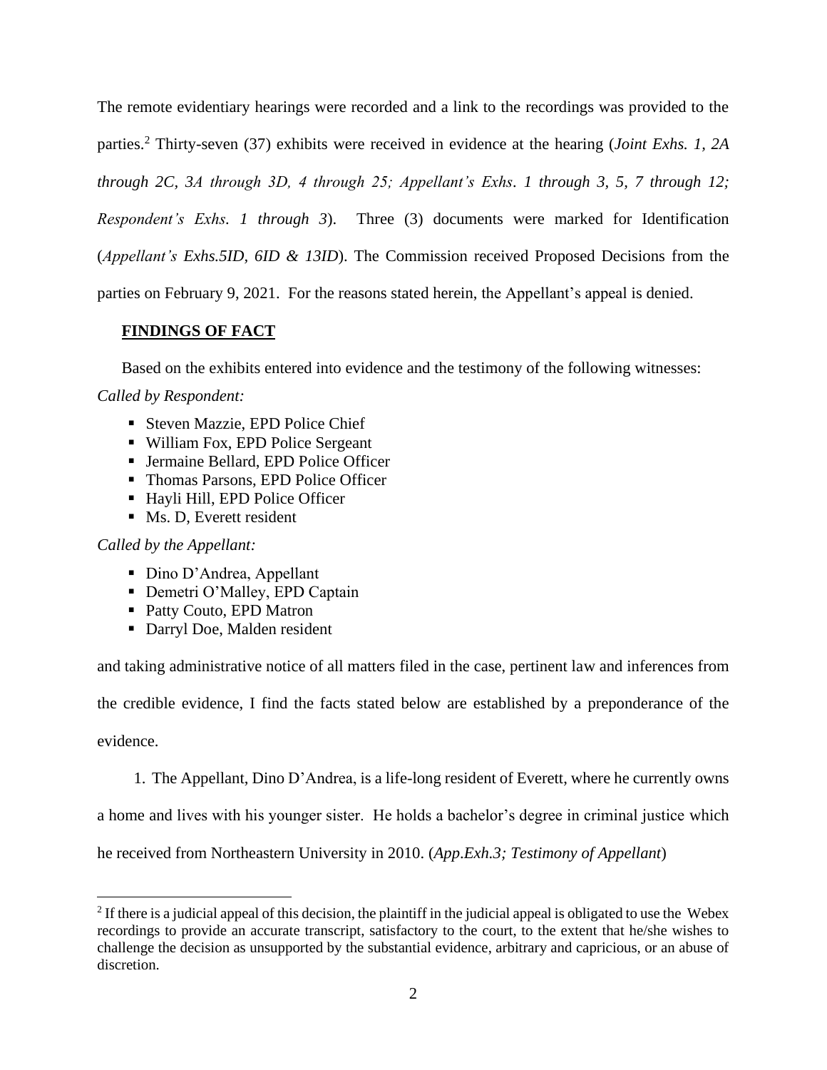The remote evidentiary hearings were recorded and a link to the recordings was provided to the parties.[2] Thirty-seven (37) exhibits were received in evidence at the hearing (*Joint Exhs. 1, 2A through 2C, 3A through 3D, 4 through 25; Appellant's Exhs. 1 through 3, 5, 7 through 12; Respondent's Exhs. 1 through 3*). Three (3) documents were marked for Identification (*Appellant's Exhs.5ID, 6ID & 13ID*). The Commission received Proposed Decisions from the parties on February 9, 2021. For the reasons stated herein, the Appellant's appeal is denied.

## **FINDINGS OF FACT**

Based on the exhibits entered into evidence and the testimony of the following witnesses:

*Called by Respondent:*

- Steven Mazzie, EPD Police Chief
- William Fox, EPD Police Sergeant
- Jermaine Bellard, EPD Police Officer
- Thomas Parsons, EPD Police Officer
- Hayli Hill, EPD Police Officer
- Ms. D, Everett resident

*Called by the Appellant:*

- Dino D'Andrea, Appellant
- Demetri O'Malley, EPD Captain
- Patty Couto, EPD Matron
- Darryl Doe, Malden resident

and taking administrative notice of all matters filed in the case, pertinent law and inferences from the credible evidence, I find the facts stated below are established by a preponderance of the evidence.

1. The Appellant, Dino D'Andrea, is a life-long resident of Everett, where he currently owns a home and lives with his younger sister. He holds a bachelor's degree in criminal justice which he received from Northeastern University in 2010. (*App.Exh.3; Testimony of Appellant*)

---

[2] If there is a judicial appeal of this decision, the plaintiff in the judicial appeal is obligated to use the Webex recordings to provide an accurate transcript, satisfactory to the court, to the extent that he/she wishes to challenge the decision as unsupported by the substantial evidence, arbitrary and capricious, or an abuse of discretion.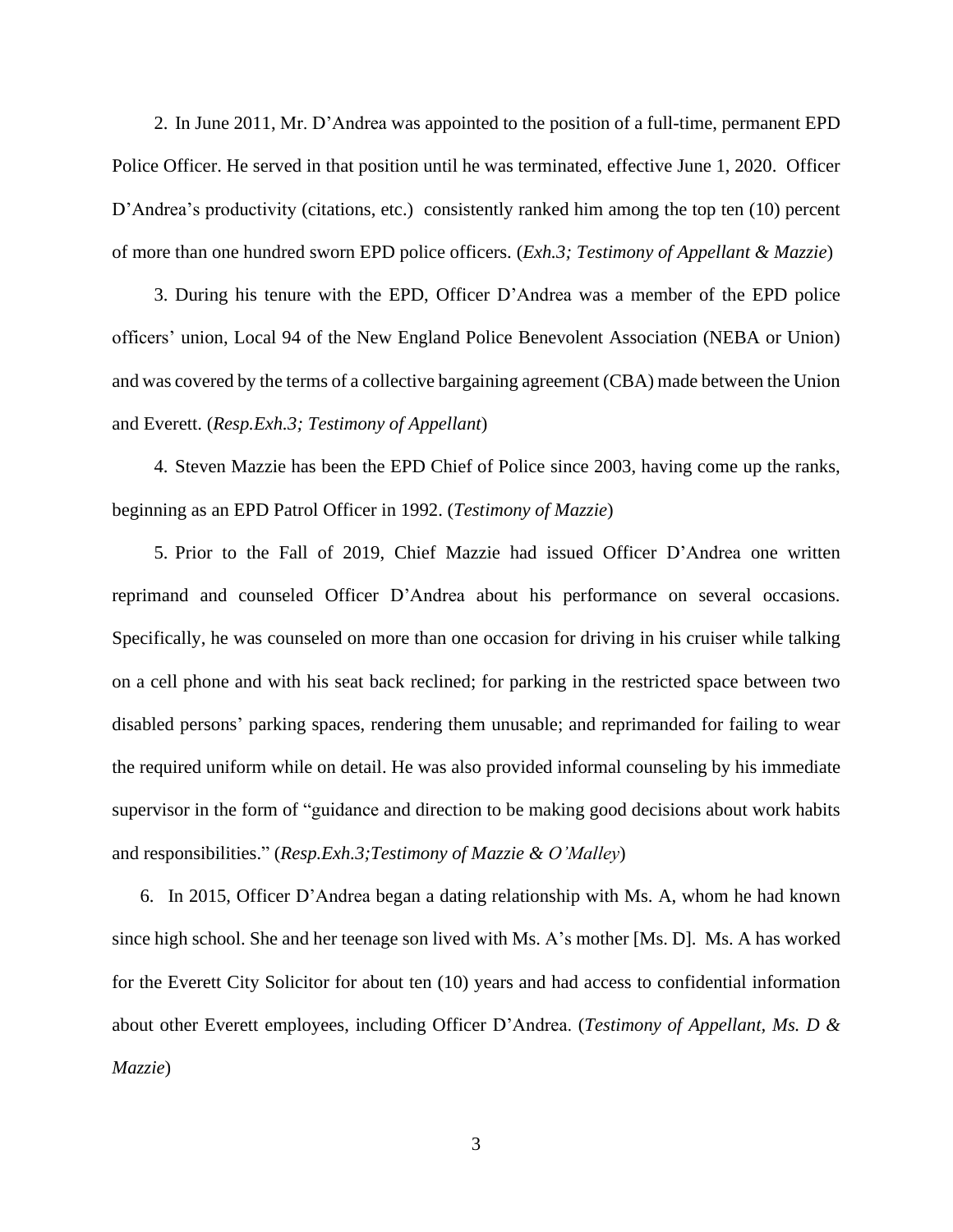2. In June 2011, Mr. D'Andrea was appointed to the position of a full-time, permanent EPD Police Officer. He served in that position until he was terminated, effective June 1, 2020. Officer D'Andrea's productivity (citations, etc.) consistently ranked him among the top ten (10) percent of more than one hundred sworn EPD police officers. (*Exh.3; Testimony of Appellant & Mazzie*)

3. During his tenure with the EPD, Officer D'Andrea was a member of the EPD police officers' union, Local 94 of the New England Police Benevolent Association (NEBA or Union) and was covered by the terms of a collective bargaining agreement (CBA) made between the Union and Everett. (*Resp.Exh.3; Testimony of Appellant*)

4. Steven Mazzie has been the EPD Chief of Police since 2003, having come up the ranks, beginning as an EPD Patrol Officer in 1992. (*Testimony of Mazzie*)

5. Prior to the Fall of 2019, Chief Mazzie had issued Officer D'Andrea one written reprimand and counseled Officer D'Andrea about his performance on several occasions. Specifically, he was counseled on more than one occasion for driving in his cruiser while talking on a cell phone and with his seat back reclined; for parking in the restricted space between two disabled persons' parking spaces, rendering them unusable; and reprimanded for failing to wear the required uniform while on detail. He was also provided informal counseling by his immediate supervisor in the form of "guidance and direction to be making good decisions about work habits and responsibilities." (*Resp.Exh.3;Testimony of Mazzie & O'Malley*)

6. In 2015, Officer D'Andrea began a dating relationship with Ms. A, whom he had known since high school. She and her teenage son lived with Ms. A's mother [Ms. D]. Ms. A has worked for the Everett City Solicitor for about ten (10) years and had access to confidential information about other Everett employees, including Officer D'Andrea. (*Testimony of Appellant, Ms. D & Mazzie*)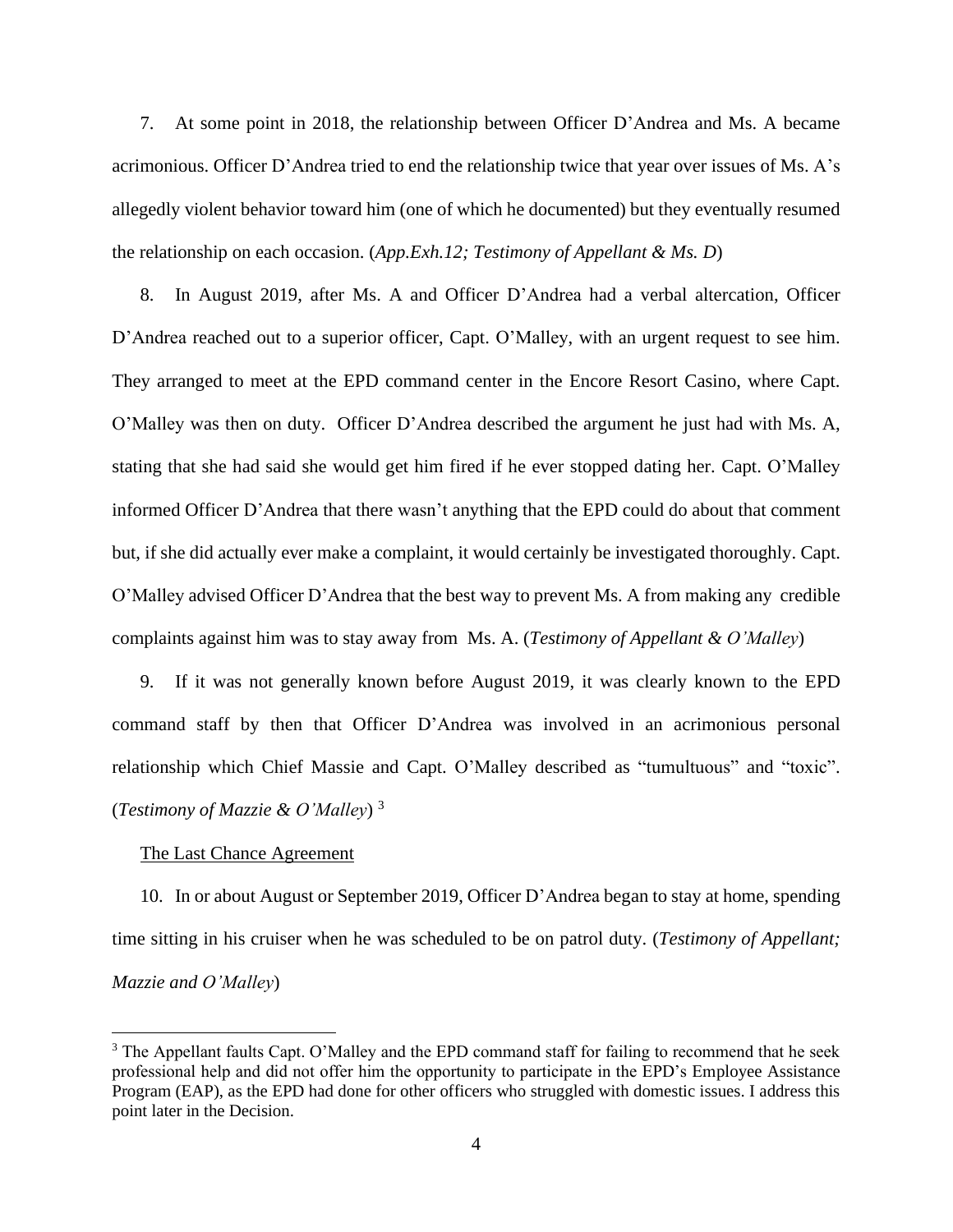7. At some point in 2018, the relationship between Officer D'Andrea and Ms. A became acrimonious. Officer D'Andrea tried to end the relationship twice that year over issues of Ms. A's allegedly violent behavior toward him (one of which he documented) but they eventually resumed the relationship on each occasion. (*App.Exh.12; Testimony of Appellant & Ms. D*)

8. In August 2019, after Ms. A and Officer D'Andrea had a verbal altercation, Officer D'Andrea reached out to a superior officer, Capt. O'Malley, with an urgent request to see him. They arranged to meet at the EPD command center in the Encore Resort Casino, where Capt. O'Malley was then on duty. Officer D'Andrea described the argument he just had with Ms. A, stating that she had said she would get him fired if he ever stopped dating her. Capt. O'Malley informed Officer D'Andrea that there wasn't anything that the EPD could do about that comment but, if she did actually ever make a complaint, it would certainly be investigated thoroughly. Capt. O'Malley advised Officer D'Andrea that the best way to prevent Ms. A from making any credible complaints against him was to stay away from Ms. A. (*Testimony of Appellant & O'Malley*)

9. If it was not generally known before August 2019, it was clearly known to the EPD command staff by then that Officer D'Andrea was involved in an acrimonious personal relationship which Chief Massie and Capt. O'Malley described as "tumultuous" and "toxic". (*Testimony of Mazzie & O'Malley*) [3]

<u>The Last Chance Agreement</u>

10. In or about August or September 2019, Officer D'Andrea began to stay at home, spending time sitting in his cruiser when he was scheduled to be on patrol duty. (*Testimony of Appellant; Mazzie and O'Malley*)

---

[3] The Appellant faults Capt. O'Malley and the EPD command staff for failing to recommend that he seek professional help and did not offer him the opportunity to participate in the EPD's Employee Assistance Program (EAP), as the EPD had done for other officers who struggled with domestic issues. I address this point later in the Decision.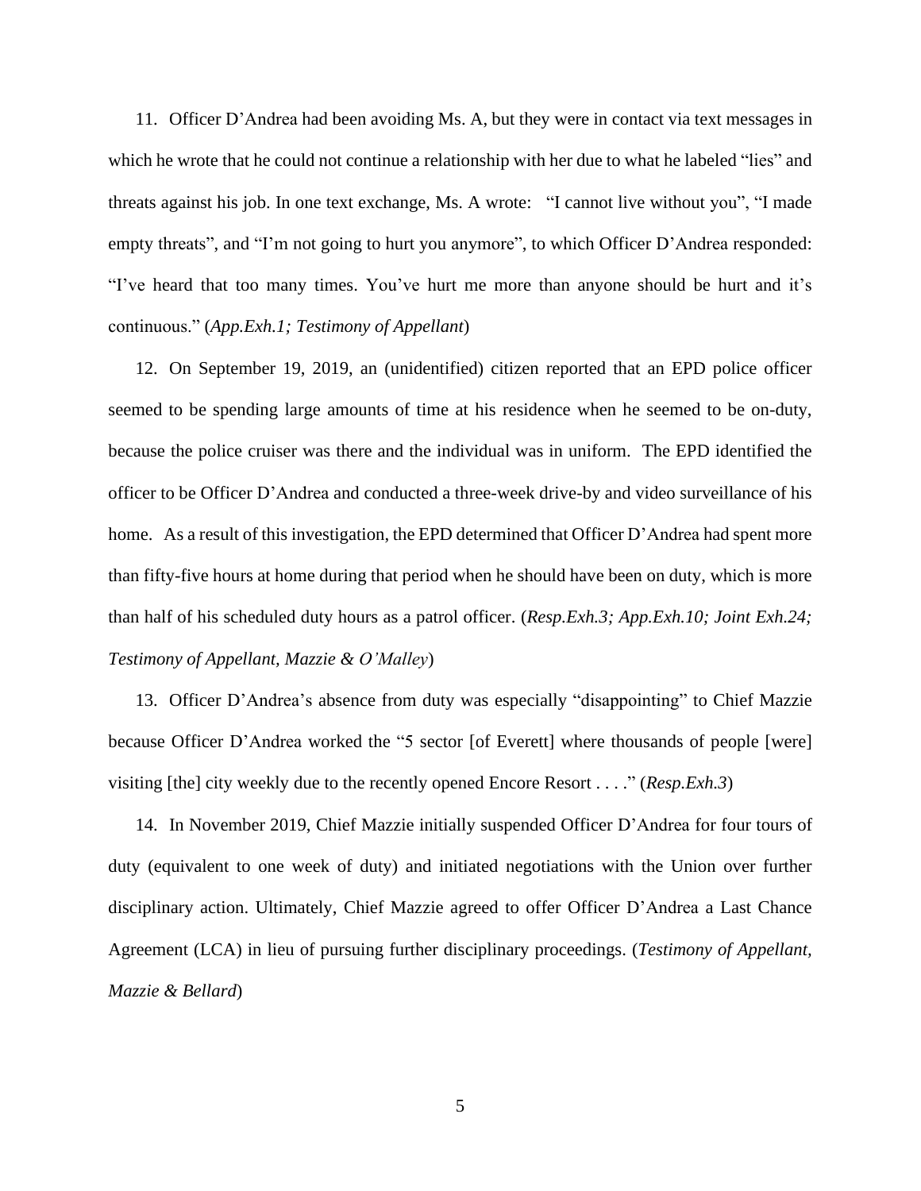11. Officer D'Andrea had been avoiding Ms. A, but they were in contact via text messages in which he wrote that he could not continue a relationship with her due to what he labeled "lies" and threats against his job. In one text exchange, Ms. A wrote: "I cannot live without you", "I made empty threats", and "I'm not going to hurt you anymore", to which Officer D'Andrea responded: "I've heard that too many times. You've hurt me more than anyone should be hurt and it's continuous." (*App.Exh.1; Testimony of Appellant*)

12. On September 19, 2019, an (unidentified) citizen reported that an EPD police officer seemed to be spending large amounts of time at his residence when he seemed to be on-duty, because the police cruiser was there and the individual was in uniform. The EPD identified the officer to be Officer D'Andrea and conducted a three-week drive-by and video surveillance of his home. As a result of this investigation, the EPD determined that Officer D'Andrea had spent more than fifty-five hours at home during that period when he should have been on duty, which is more than half of his scheduled duty hours as a patrol officer. (*Resp.Exh.3; App.Exh.10; Joint Exh.24; Testimony of Appellant, Mazzie & O'Malley*)

13. Officer D'Andrea's absence from duty was especially "disappointing" to Chief Mazzie because Officer D'Andrea worked the "5 sector [of Everett] where thousands of people [were] visiting [the] city weekly due to the recently opened Encore Resort . . . ." (*Resp.Exh.3*)

14. In November 2019, Chief Mazzie initially suspended Officer D'Andrea for four tours of duty (equivalent to one week of duty) and initiated negotiations with the Union over further disciplinary action. Ultimately, Chief Mazzie agreed to offer Officer D'Andrea a Last Chance Agreement (LCA) in lieu of pursuing further disciplinary proceedings. (*Testimony of Appellant, Mazzie & Bellard*)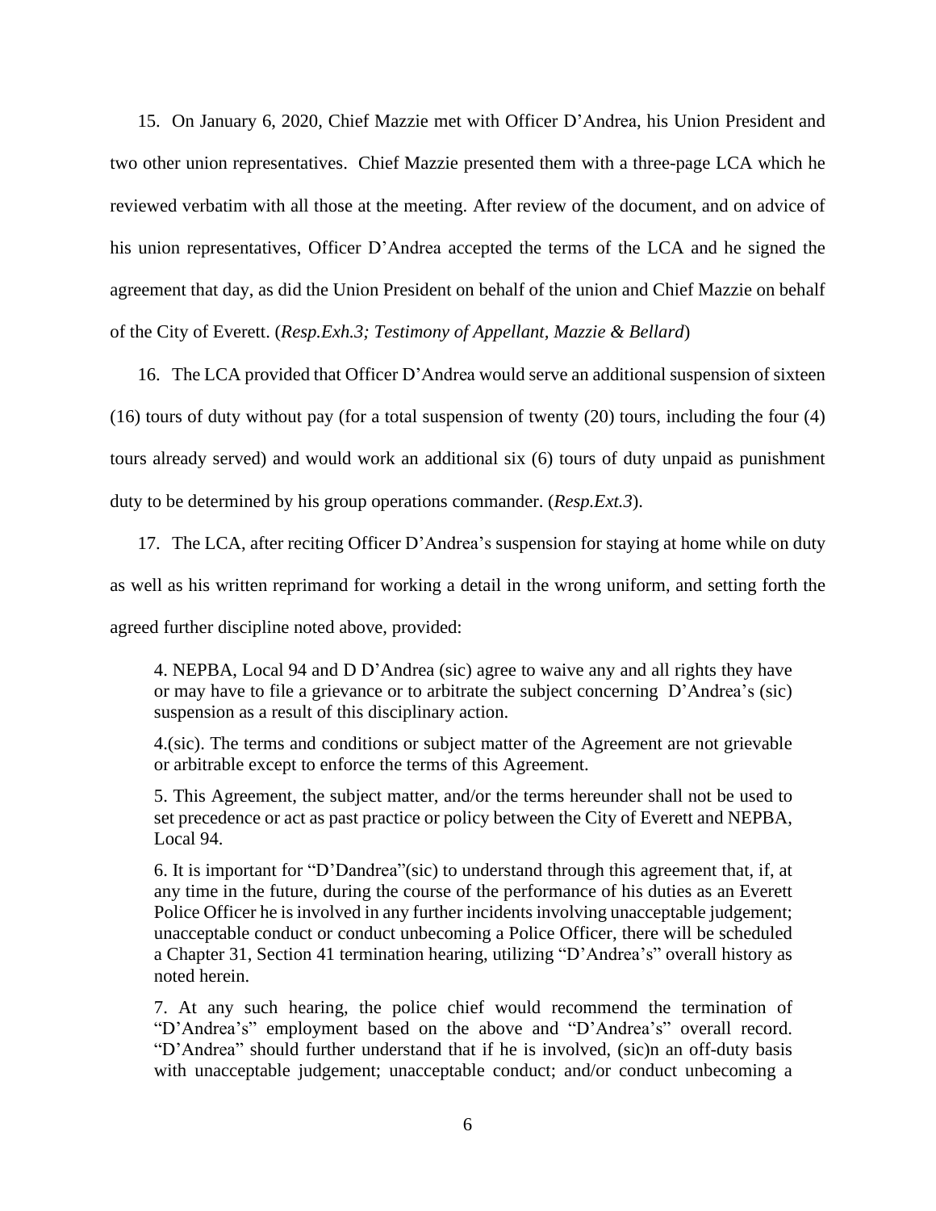15. On January 6, 2020, Chief Mazzie met with Officer D'Andrea, his Union President and two other union representatives. Chief Mazzie presented them with a three-page LCA which he reviewed verbatim with all those at the meeting. After review of the document, and on advice of his union representatives, Officer D'Andrea accepted the terms of the LCA and he signed the agreement that day, as did the Union President on behalf of the union and Chief Mazzie on behalf of the City of Everett. (*Resp.Exh.3; Testimony of Appellant, Mazzie & Bellard*)

16. The LCA provided that Officer D'Andrea would serve an additional suspension of sixteen (16) tours of duty without pay (for a total suspension of twenty (20) tours, including the four (4) tours already served) and would work an additional six (6) tours of duty unpaid as punishment duty to be determined by his group operations commander. (*Resp.Ext.3*).

17. The LCA, after reciting Officer D'Andrea's suspension for staying at home while on duty as well as his written reprimand for working a detail in the wrong uniform, and setting forth the agreed further discipline noted above, provided:

> 4. NEPBA, Local 94 and D D'Andrea (sic) agree to waive any and all rights they have or may have to file a grievance or to arbitrate the subject concerning D'Andrea's (sic) suspension as a result of this disciplinary action.
>
> 4.(sic). The terms and conditions or subject matter of the Agreement are not grievable or arbitrable except to enforce the terms of this Agreement.
>
> 5. This Agreement, the subject matter, and/or the terms hereunder shall not be used to set precedence or act as past practice or policy between the City of Everett and NEPBA, Local 94.
>
> 6. It is important for "D'Dandrea"(sic) to understand through this agreement that, if, at any time in the future, during the course of the performance of his duties as an Everett Police Officer he is involved in any further incidents involving unacceptable judgement; unacceptable conduct or conduct unbecoming a Police Officer, there will be scheduled a Chapter 31, Section 41 termination hearing, utilizing "D'Andrea's" overall history as noted herein.
>
> 7. At any such hearing, the police chief would recommend the termination of "D'Andrea's" employment based on the above and "D'Andrea's" overall record. "D'Andrea" should further understand that if he is involved, (sic)n an off-duty basis with unacceptable judgement; unacceptable conduct; and/or conduct unbecoming a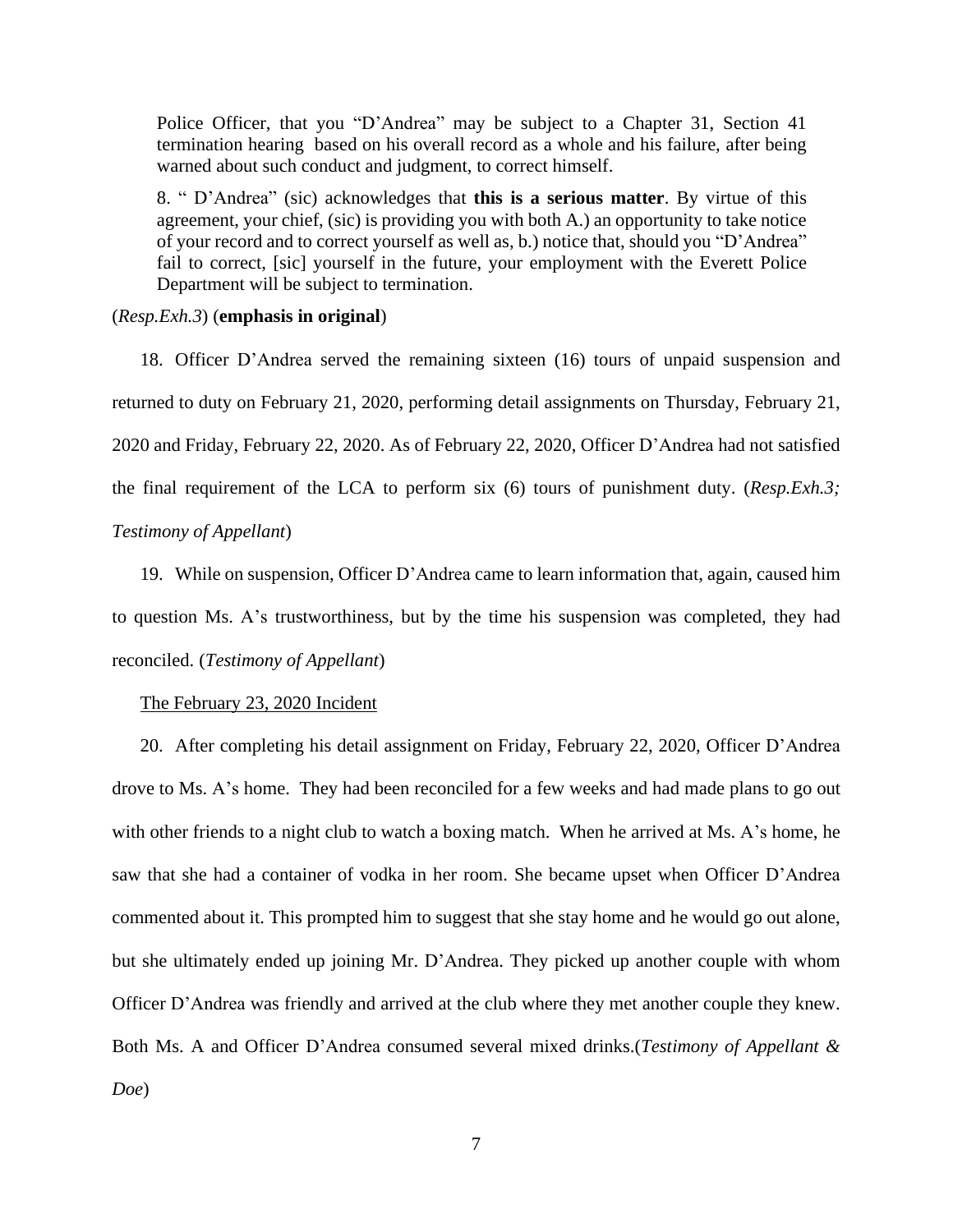> Police Officer, that you "D'Andrea" may be subject to a Chapter 31, Section 41 termination hearing based on his overall record as a whole and his failure, after being warned about such conduct and judgment, to correct himself.
>
> 8. " D'Andrea" (sic) acknowledges that **this is a serious matter**. By virtue of this agreement, your chief, (sic) is providing you with both A.) an opportunity to take notice of your record and to correct yourself as well as, b.) notice that, should you "D'Andrea" fail to correct, [sic] yourself in the future, your employment with the Everett Police Department will be subject to termination.

(*Resp.Exh.3*) (**emphasis in original**)

18. Officer D'Andrea served the remaining sixteen (16) tours of unpaid suspension and returned to duty on February 21, 2020, performing detail assignments on Thursday, February 21, 2020 and Friday, February 22, 2020. As of February 22, 2020, Officer D'Andrea had not satisfied the final requirement of the LCA to perform six (6) tours of punishment duty. (*Resp.Exh.3; Testimony of Appellant*)

19. While on suspension, Officer D'Andrea came to learn information that, again, caused him to question Ms. A's trustworthiness, but by the time his suspension was completed, they had reconciled. (*Testimony of Appellant*)

<u>The February 23, 2020 Incident</u>

20. After completing his detail assignment on Friday, February 22, 2020, Officer D'Andrea drove to Ms. A's home. They had been reconciled for a few weeks and had made plans to go out with other friends to a night club to watch a boxing match. When he arrived at Ms. A's home, he saw that she had a container of vodka in her room. She became upset when Officer D'Andrea commented about it. This prompted him to suggest that she stay home and he would go out alone, but she ultimately ended up joining Mr. D'Andrea. They picked up another couple with whom Officer D'Andrea was friendly and arrived at the club where they met another couple they knew. Both Ms. A and Officer D'Andrea consumed several mixed drinks.(*Testimony of Appellant & Doe*)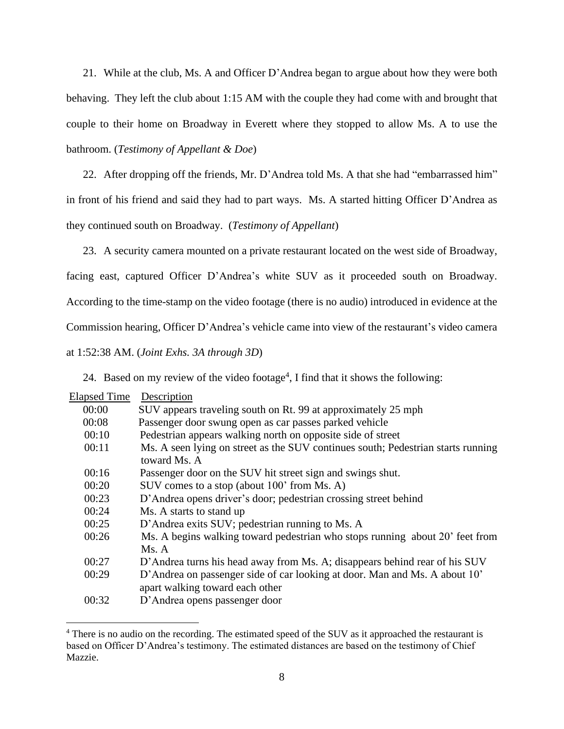21. While at the club, Ms. A and Officer D'Andrea began to argue about how they were both behaving. They left the club about 1:15 AM with the couple they had come with and brought that couple to their home on Broadway in Everett where they stopped to allow Ms. A to use the bathroom. (*Testimony of Appellant & Doe*)

22. After dropping off the friends, Mr. D'Andrea told Ms. A that she had "embarrassed him" in front of his friend and said they had to part ways. Ms. A started hitting Officer D'Andrea as they continued south on Broadway. (*Testimony of Appellant*)

23. A security camera mounted on a private restaurant located on the west side of Broadway, facing east, captured Officer D'Andrea's white SUV as it proceeded south on Broadway. According to the time-stamp on the video footage (there is no audio) introduced in evidence at the Commission hearing, Officer D'Andrea's vehicle came into view of the restaurant's video camera at 1:52:38 AM. (*Joint Exhs. 3A through 3D*)

24. Based on my review of the video footage[4], I find that it shows the following:

| Elapsed Time | Description |
|---|---|
| 00:00 | SUV appears traveling south on Rt. 99 at approximately 25 mph |
| 00:08 | Passenger door swung open as car passes parked vehicle |
| 00:10 | Pedestrian appears walking north on opposite side of street |
| 00:11 | Ms. A seen lying on street as the SUV continues south; Pedestrian starts running toward Ms. A |
| 00:16 | Passenger door on the SUV hit street sign and swings shut. |
| 00:20 | SUV comes to a stop (about 100' from Ms. A) |
| 00:23 | D'Andrea opens driver's door; pedestrian crossing street behind |
| 00:24 | Ms. A starts to stand up |
| 00:25 | D'Andrea exits SUV; pedestrian running to Ms. A |
| 00:26 | Ms. A begins walking toward pedestrian who stops running about 20' feet from Ms. A |
| 00:27 | D'Andrea turns his head away from Ms. A; disappears behind rear of his SUV |
| 00:29 | D'Andrea on passenger side of car looking at door. Man and Ms. A about 10' apart walking toward each other |
| 00:32 | D'Andrea opens passenger door |

[4] There is no audio on the recording. The estimated speed of the SUV as it approached the restaurant is based on Officer D'Andrea's testimony. The estimated distances are based on the testimony of Chief Mazzie.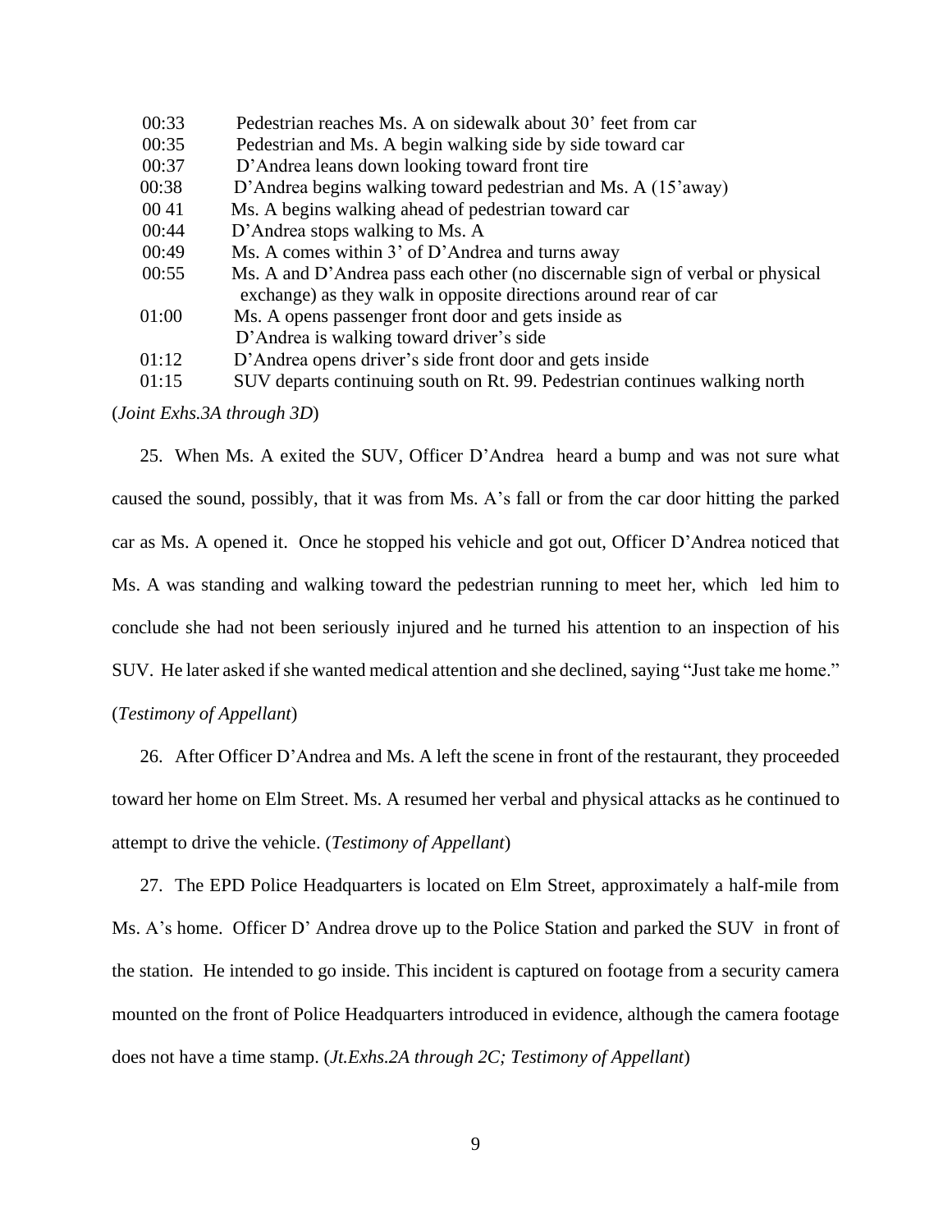| | |
|---|---|
| 00:33 | Pedestrian reaches Ms. A on sidewalk about 30' feet from car |
| 00:35 | Pedestrian and Ms. A begin walking side by side toward car |
| 00:37 | D'Andrea leans down looking toward front tire |
| 00:38 | D'Andrea begins walking toward pedestrian and Ms. A (15'away) |
| 00 41 | Ms. A begins walking ahead of pedestrian toward car |
| 00:44 | D'Andrea stops walking to Ms. A |
| 00:49 | Ms. A comes within 3' of D'Andrea and turns away |
| 00:55 | Ms. A and D'Andrea pass each other (no discernable sign of verbal or physical exchange) as they walk in opposite directions around rear of car |
| 01:00 | Ms. A opens passenger front door and gets inside as D'Andrea is walking toward driver's side |
| 01:12 | D'Andrea opens driver's side front door and gets inside |
| 01:15 | SUV departs continuing south on Rt. 99. Pedestrian continues walking north |

(*Joint Exhs.3A through 3D*)

25. When Ms. A exited the SUV, Officer D'Andrea heard a bump and was not sure what caused the sound, possibly, that it was from Ms. A's fall or from the car door hitting the parked car as Ms. A opened it. Once he stopped his vehicle and got out, Officer D'Andrea noticed that Ms. A was standing and walking toward the pedestrian running to meet her, which led him to conclude she had not been seriously injured and he turned his attention to an inspection of his SUV. He later asked if she wanted medical attention and she declined, saying "Just take me home." (*Testimony of Appellant*)

26. After Officer D'Andrea and Ms. A left the scene in front of the restaurant, they proceeded toward her home on Elm Street. Ms. A resumed her verbal and physical attacks as he continued to attempt to drive the vehicle. (*Testimony of Appellant*)

27. The EPD Police Headquarters is located on Elm Street, approximately a half-mile from Ms. A's home. Officer D' Andrea drove up to the Police Station and parked the SUV in front of the station. He intended to go inside. This incident is captured on footage from a security camera mounted on the front of Police Headquarters introduced in evidence, although the camera footage does not have a time stamp. (*Jt.Exhs.2A through 2C; Testimony of Appellant*)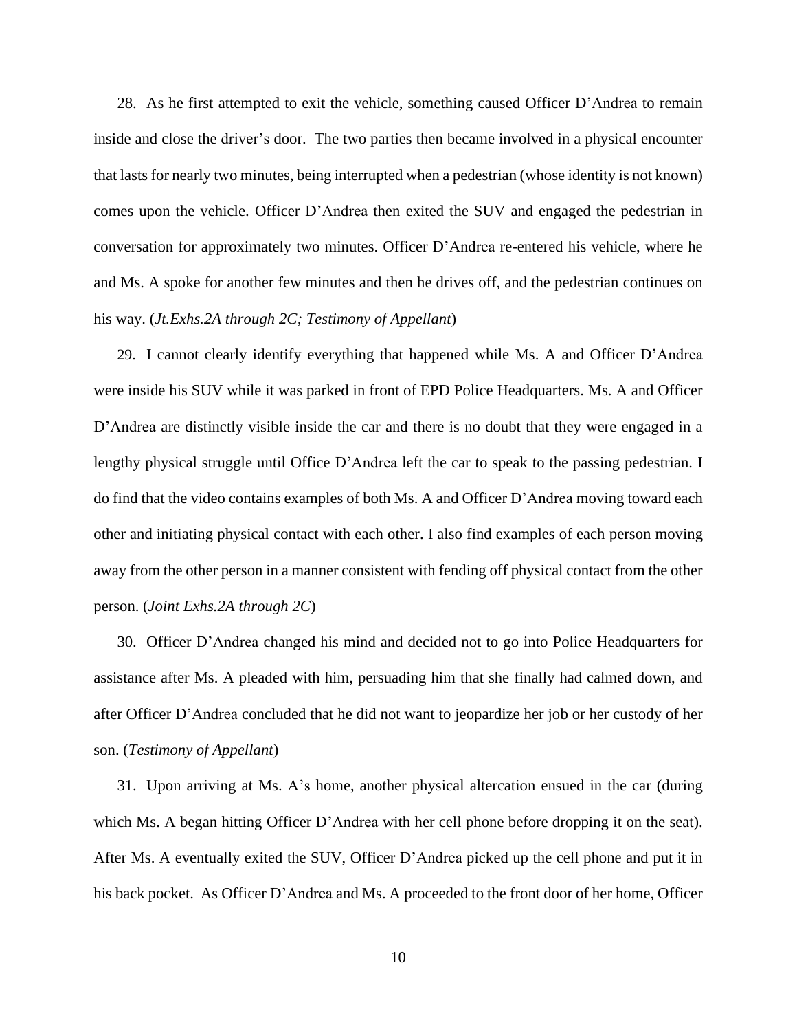28. As he first attempted to exit the vehicle, something caused Officer D'Andrea to remain inside and close the driver's door. The two parties then became involved in a physical encounter that lasts for nearly two minutes, being interrupted when a pedestrian (whose identity is not known) comes upon the vehicle. Officer D'Andrea then exited the SUV and engaged the pedestrian in conversation for approximately two minutes. Officer D'Andrea re-entered his vehicle, where he and Ms. A spoke for another few minutes and then he drives off, and the pedestrian continues on his way. (*Jt.Exhs.2A through 2C; Testimony of Appellant*)

29. I cannot clearly identify everything that happened while Ms. A and Officer D'Andrea were inside his SUV while it was parked in front of EPD Police Headquarters. Ms. A and Officer D'Andrea are distinctly visible inside the car and there is no doubt that they were engaged in a lengthy physical struggle until Office D'Andrea left the car to speak to the passing pedestrian. I do find that the video contains examples of both Ms. A and Officer D'Andrea moving toward each other and initiating physical contact with each other. I also find examples of each person moving away from the other person in a manner consistent with fending off physical contact from the other person. (*Joint Exhs.2A through 2C*)

30. Officer D'Andrea changed his mind and decided not to go into Police Headquarters for assistance after Ms. A pleaded with him, persuading him that she finally had calmed down, and after Officer D'Andrea concluded that he did not want to jeopardize her job or her custody of her son. (*Testimony of Appellant*)

31. Upon arriving at Ms. A's home, another physical altercation ensued in the car (during which Ms. A began hitting Officer D'Andrea with her cell phone before dropping it on the seat). After Ms. A eventually exited the SUV, Officer D'Andrea picked up the cell phone and put it in his back pocket. As Officer D'Andrea and Ms. A proceeded to the front door of her home, Officer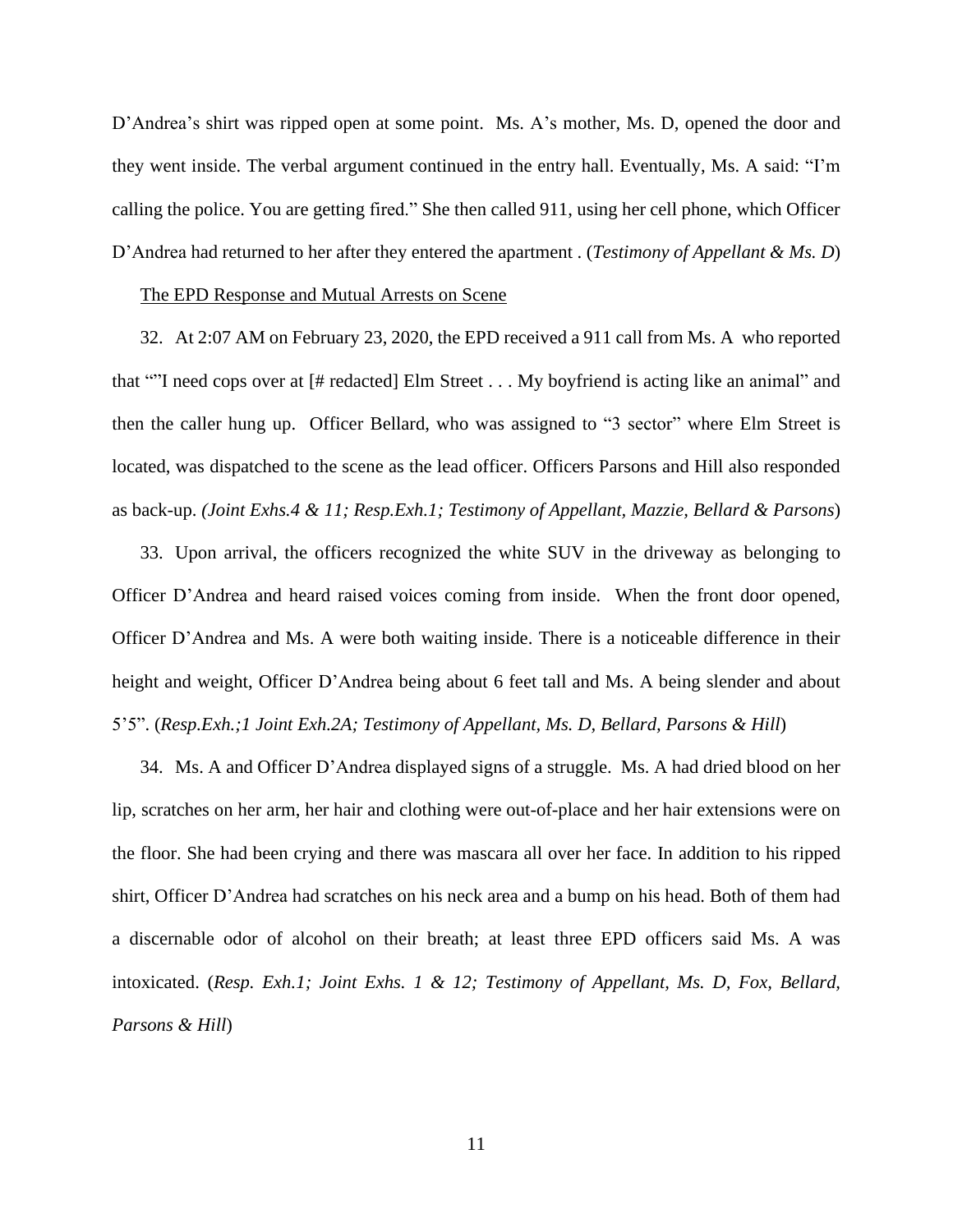D'Andrea's shirt was ripped open at some point. Ms. A's mother, Ms. D, opened the door and they went inside. The verbal argument continued in the entry hall. Eventually, Ms. A said: "I'm calling the police. You are getting fired." She then called 911, using her cell phone, which Officer D'Andrea had returned to her after they entered the apartment . (*Testimony of Appellant & Ms. D*)

The EPD Response and Mutual Arrests on Scene

32. At 2:07 AM on February 23, 2020, the EPD received a 911 call from Ms. A who reported that ""I need cops over at [# redacted] Elm Street . . . My boyfriend is acting like an animal" and then the caller hung up. Officer Bellard, who was assigned to "3 sector" where Elm Street is located, was dispatched to the scene as the lead officer. Officers Parsons and Hill also responded as back-up. *(Joint Exhs.4 & 11; Resp.Exh.1; Testimony of Appellant, Mazzie, Bellard & Parsons*)

33. Upon arrival, the officers recognized the white SUV in the driveway as belonging to Officer D'Andrea and heard raised voices coming from inside. When the front door opened, Officer D'Andrea and Ms. A were both waiting inside. There is a noticeable difference in their height and weight, Officer D'Andrea being about 6 feet tall and Ms. A being slender and about 5'5". (*Resp.Exh.;1 Joint Exh.2A; Testimony of Appellant, Ms. D, Bellard, Parsons & Hill*)

34. Ms. A and Officer D'Andrea displayed signs of a struggle. Ms. A had dried blood on her lip, scratches on her arm, her hair and clothing were out-of-place and her hair extensions were on the floor. She had been crying and there was mascara all over her face. In addition to his ripped shirt, Officer D'Andrea had scratches on his neck area and a bump on his head. Both of them had a discernable odor of alcohol on their breath; at least three EPD officers said Ms. A was intoxicated. (*Resp. Exh.1; Joint Exhs. 1 & 12; Testimony of Appellant, Ms. D, Fox, Bellard, Parsons & Hill*)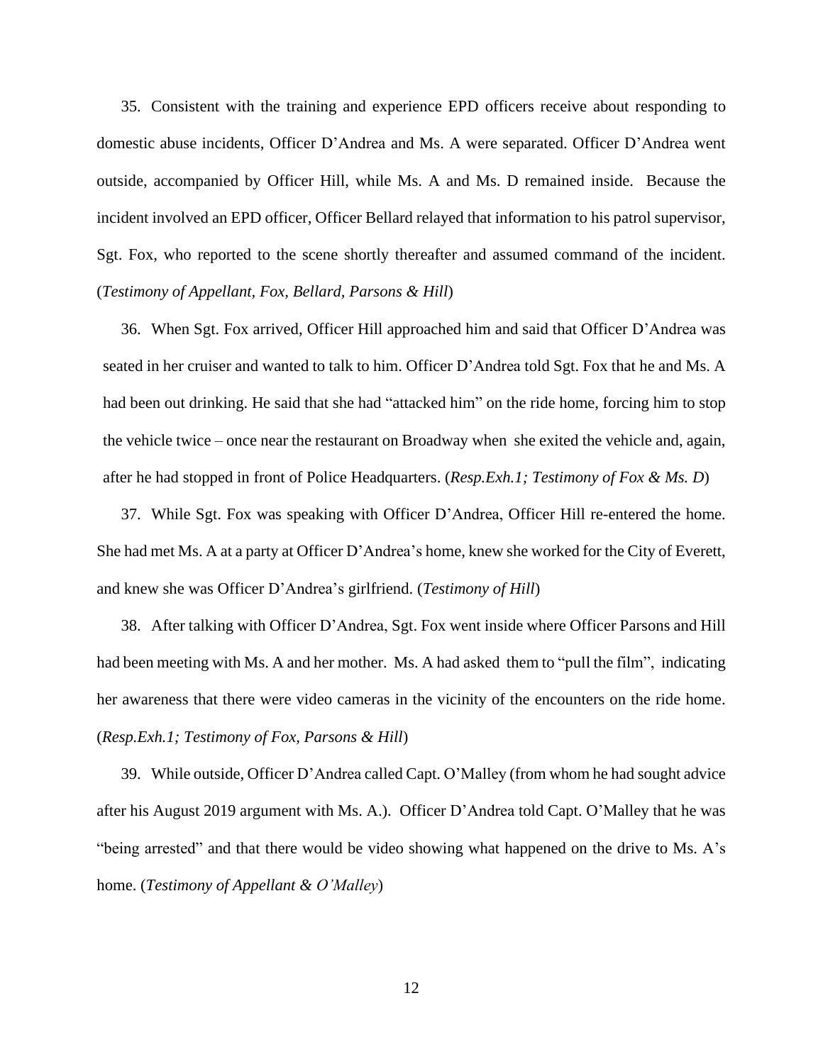35. Consistent with the training and experience EPD officers receive about responding to domestic abuse incidents, Officer D'Andrea and Ms. A were separated. Officer D'Andrea went outside, accompanied by Officer Hill, while Ms. A and Ms. D remained inside. Because the incident involved an EPD officer, Officer Bellard relayed that information to his patrol supervisor, Sgt. Fox, who reported to the scene shortly thereafter and assumed command of the incident. (*Testimony of Appellant, Fox, Bellard, Parsons & Hill*)

36. When Sgt. Fox arrived, Officer Hill approached him and said that Officer D'Andrea was seated in her cruiser and wanted to talk to him. Officer D'Andrea told Sgt. Fox that he and Ms. A had been out drinking. He said that she had "attacked him" on the ride home, forcing him to stop the vehicle twice – once near the restaurant on Broadway when she exited the vehicle and, again, after he had stopped in front of Police Headquarters. (*Resp.Exh.1; Testimony of Fox & Ms. D*)

37. While Sgt. Fox was speaking with Officer D'Andrea, Officer Hill re-entered the home. She had met Ms. A at a party at Officer D'Andrea's home, knew she worked for the City of Everett, and knew she was Officer D'Andrea's girlfriend. (*Testimony of Hill*)

38. After talking with Officer D'Andrea, Sgt. Fox went inside where Officer Parsons and Hill had been meeting with Ms. A and her mother. Ms. A had asked them to "pull the film", indicating her awareness that there were video cameras in the vicinity of the encounters on the ride home. (*Resp.Exh.1; Testimony of Fox, Parsons & Hill*)

39. While outside, Officer D'Andrea called Capt. O'Malley (from whom he had sought advice after his August 2019 argument with Ms. A.). Officer D'Andrea told Capt. O'Malley that he was "being arrested" and that there would be video showing what happened on the drive to Ms. A's home. (*Testimony of Appellant & O'Malley*)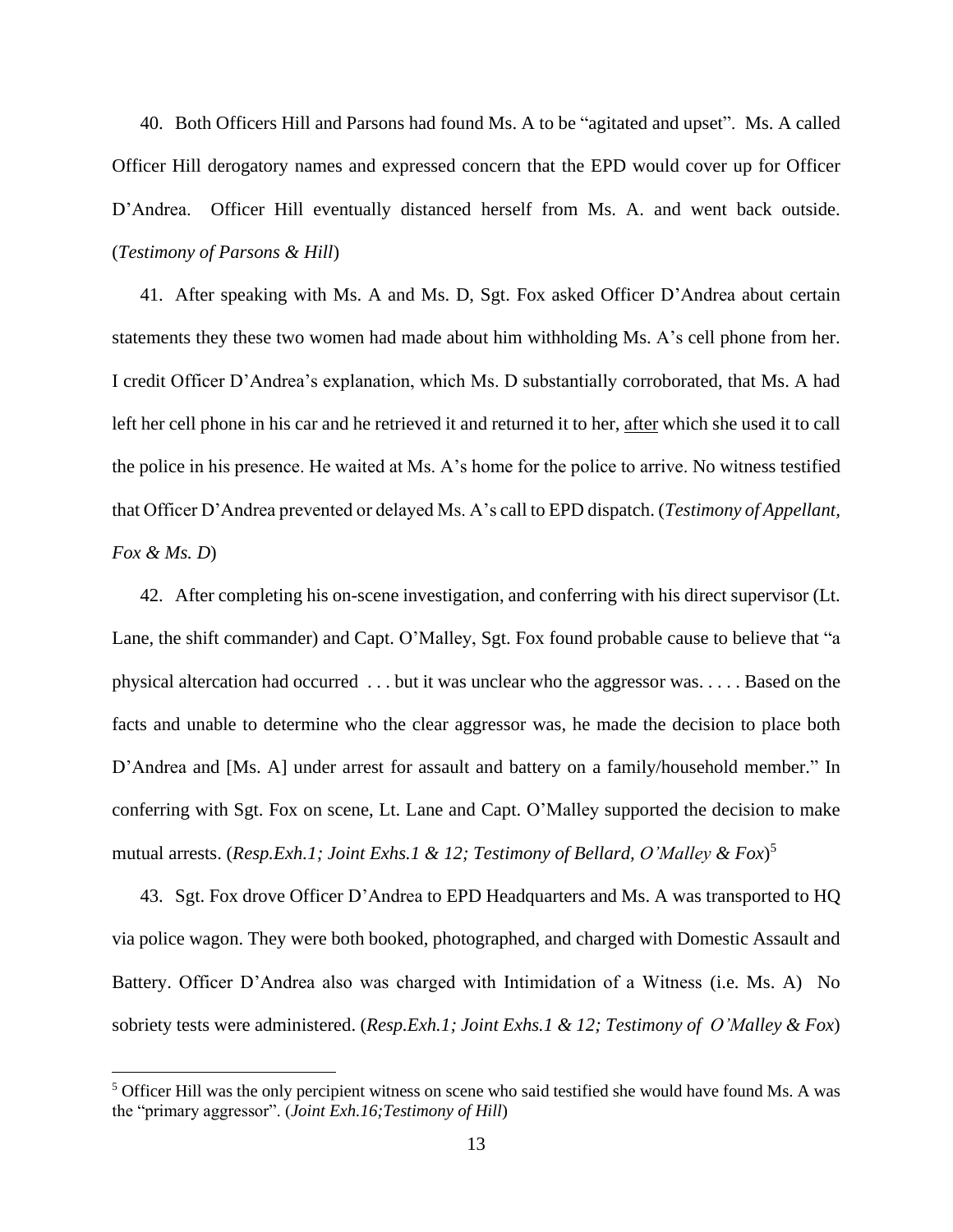40. Both Officers Hill and Parsons had found Ms. A to be "agitated and upset". Ms. A called Officer Hill derogatory names and expressed concern that the EPD would cover up for Officer D'Andrea. Officer Hill eventually distanced herself from Ms. A. and went back outside. (*Testimony of Parsons & Hill*)

41. After speaking with Ms. A and Ms. D, Sgt. Fox asked Officer D'Andrea about certain statements they these two women had made about him withholding Ms. A's cell phone from her. I credit Officer D'Andrea's explanation, which Ms. D substantially corroborated, that Ms. A had left her cell phone in his car and he retrieved it and returned it to her, <u>after</u> which she used it to call the police in his presence. He waited at Ms. A's home for the police to arrive. No witness testified that Officer D'Andrea prevented or delayed Ms. A's call to EPD dispatch. (*Testimony of Appellant, Fox & Ms. D*)

42. After completing his on-scene investigation, and conferring with his direct supervisor (Lt. Lane, the shift commander) and Capt. O'Malley, Sgt. Fox found probable cause to believe that "a physical altercation had occurred . . . but it was unclear who the aggressor was. . . . . Based on the facts and unable to determine who the clear aggressor was, he made the decision to place both D'Andrea and [Ms. A] under arrest for assault and battery on a family/household member." In conferring with Sgt. Fox on scene, Lt. Lane and Capt. O'Malley supported the decision to make mutual arrests. (*Resp.Exh.1; Joint Exhs.1 & 12; Testimony of Bellard, O'Malley & Fox*)[5]

43. Sgt. Fox drove Officer D'Andrea to EPD Headquarters and Ms. A was transported to HQ via police wagon. They were both booked, photographed, and charged with Domestic Assault and Battery. Officer D'Andrea also was charged with Intimidation of a Witness (i.e. Ms. A) No sobriety tests were administered. (*Resp.Exh.1; Joint Exhs.1 & 12; Testimony of O'Malley & Fox*)

---

[5] Officer Hill was the only percipient witness on scene who said testified she would have found Ms. A was the "primary aggressor". (*Joint Exh.16;Testimony of Hill*)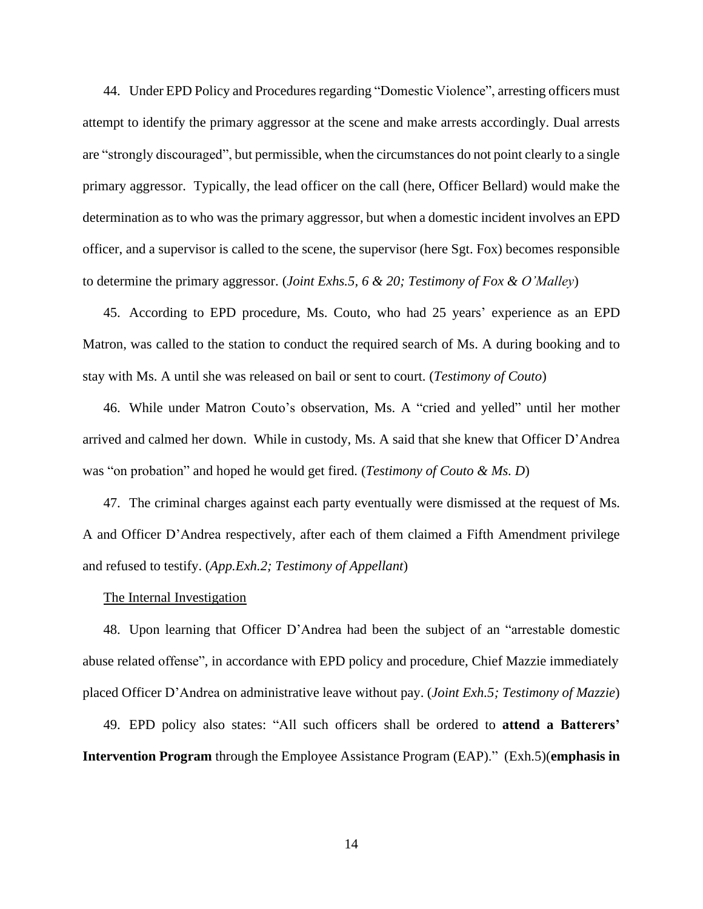44. Under EPD Policy and Procedures regarding "Domestic Violence", arresting officers must attempt to identify the primary aggressor at the scene and make arrests accordingly. Dual arrests are "strongly discouraged", but permissible, when the circumstances do not point clearly to a single primary aggressor. Typically, the lead officer on the call (here, Officer Bellard) would make the determination as to who was the primary aggressor, but when a domestic incident involves an EPD officer, and a supervisor is called to the scene, the supervisor (here Sgt. Fox) becomes responsible to determine the primary aggressor. (*Joint Exhs.5, 6 & 20; Testimony of Fox & O'Malley*)

45. According to EPD procedure, Ms. Couto, who had 25 years' experience as an EPD Matron, was called to the station to conduct the required search of Ms. A during booking and to stay with Ms. A until she was released on bail or sent to court. (*Testimony of Couto*)

46. While under Matron Couto's observation, Ms. A "cried and yelled" until her mother arrived and calmed her down. While in custody, Ms. A said that she knew that Officer D'Andrea was "on probation" and hoped he would get fired. (*Testimony of Couto & Ms. D*)

47. The criminal charges against each party eventually were dismissed at the request of Ms. A and Officer D'Andrea respectively, after each of them claimed a Fifth Amendment privilege and refused to testify. (*App.Exh.2; Testimony of Appellant*)

<u>The Internal Investigation</u>

48. Upon learning that Officer D'Andrea had been the subject of an "arrestable domestic abuse related offense", in accordance with EPD policy and procedure, Chief Mazzie immediately placed Officer D'Andrea on administrative leave without pay. (*Joint Exh.5; Testimony of Mazzie*)

49. EPD policy also states: "All such officers shall be ordered to **attend a Batterers' Intervention Program** through the Employee Assistance Program (EAP)." (Exh.5)(**emphasis in**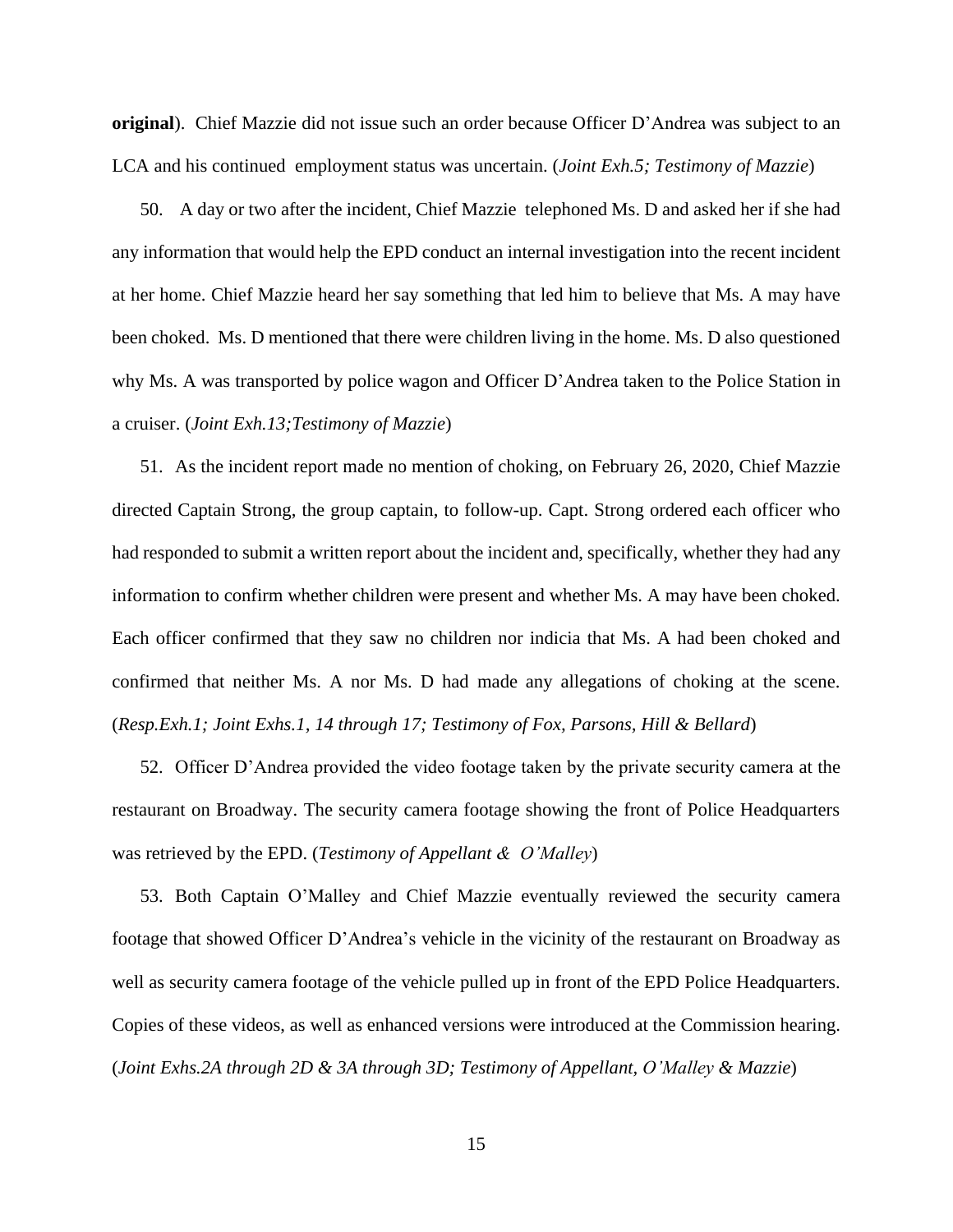**original**). Chief Mazzie did not issue such an order because Officer D'Andrea was subject to an LCA and his continued employment status was uncertain. (*Joint Exh.5; Testimony of Mazzie*)

50. A day or two after the incident, Chief Mazzie telephoned Ms. D and asked her if she had any information that would help the EPD conduct an internal investigation into the recent incident at her home. Chief Mazzie heard her say something that led him to believe that Ms. A may have been choked. Ms. D mentioned that there were children living in the home. Ms. D also questioned why Ms. A was transported by police wagon and Officer D'Andrea taken to the Police Station in a cruiser. (*Joint Exh.13;Testimony of Mazzie*)

51. As the incident report made no mention of choking, on February 26, 2020, Chief Mazzie directed Captain Strong, the group captain, to follow-up. Capt. Strong ordered each officer who had responded to submit a written report about the incident and, specifically, whether they had any information to confirm whether children were present and whether Ms. A may have been choked. Each officer confirmed that they saw no children nor indicia that Ms. A had been choked and confirmed that neither Ms. A nor Ms. D had made any allegations of choking at the scene. (*Resp.Exh.1; Joint Exhs.1, 14 through 17; Testimony of Fox, Parsons, Hill & Bellard*)

52. Officer D'Andrea provided the video footage taken by the private security camera at the restaurant on Broadway. The security camera footage showing the front of Police Headquarters was retrieved by the EPD. (*Testimony of Appellant & O'Malley*)

53. Both Captain O'Malley and Chief Mazzie eventually reviewed the security camera footage that showed Officer D'Andrea's vehicle in the vicinity of the restaurant on Broadway as well as security camera footage of the vehicle pulled up in front of the EPD Police Headquarters. Copies of these videos, as well as enhanced versions were introduced at the Commission hearing. (*Joint Exhs.2A through 2D & 3A through 3D; Testimony of Appellant, O'Malley & Mazzie*)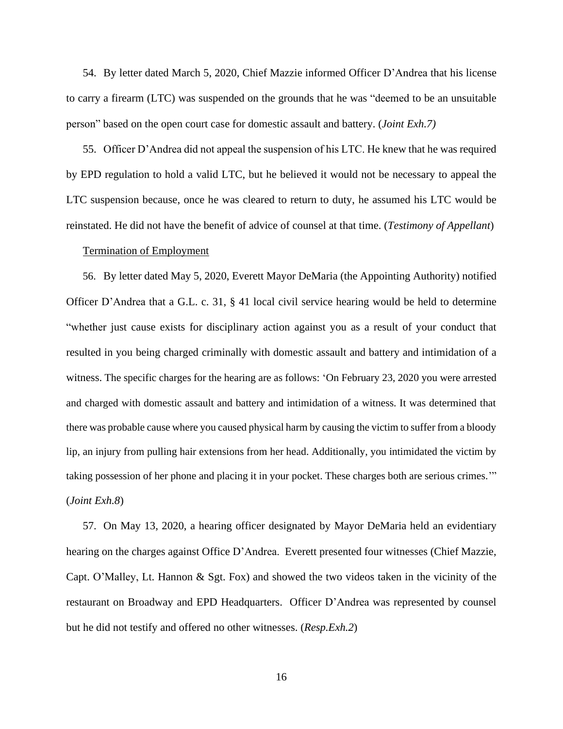54. By letter dated March 5, 2020, Chief Mazzie informed Officer D'Andrea that his license to carry a firearm (LTC) was suspended on the grounds that he was "deemed to be an unsuitable person" based on the open court case for domestic assault and battery. (*Joint Exh.7)*

55. Officer D'Andrea did not appeal the suspension of his LTC. He knew that he was required by EPD regulation to hold a valid LTC, but he believed it would not be necessary to appeal the LTC suspension because, once he was cleared to return to duty, he assumed his LTC would be reinstated. He did not have the benefit of advice of counsel at that time. (*Testimony of Appellant*)

Termination of Employment

56. By letter dated May 5, 2020, Everett Mayor DeMaria (the Appointing Authority) notified Officer D'Andrea that a G.L. c. 31, § 41 local civil service hearing would be held to determine "whether just cause exists for disciplinary action against you as a result of your conduct that resulted in you being charged criminally with domestic assault and battery and intimidation of a witness. The specific charges for the hearing are as follows: 'On February 23, 2020 you were arrested and charged with domestic assault and battery and intimidation of a witness. It was determined that there was probable cause where you caused physical harm by causing the victim to suffer from a bloody lip, an injury from pulling hair extensions from her head. Additionally, you intimidated the victim by taking possession of her phone and placing it in your pocket. These charges both are serious crimes.'" (*Joint Exh.8*)

57. On May 13, 2020, a hearing officer designated by Mayor DeMaria held an evidentiary hearing on the charges against Office D'Andrea. Everett presented four witnesses (Chief Mazzie, Capt. O'Malley, Lt. Hannon & Sgt. Fox) and showed the two videos taken in the vicinity of the restaurant on Broadway and EPD Headquarters. Officer D'Andrea was represented by counsel but he did not testify and offered no other witnesses. (*Resp.Exh.2*)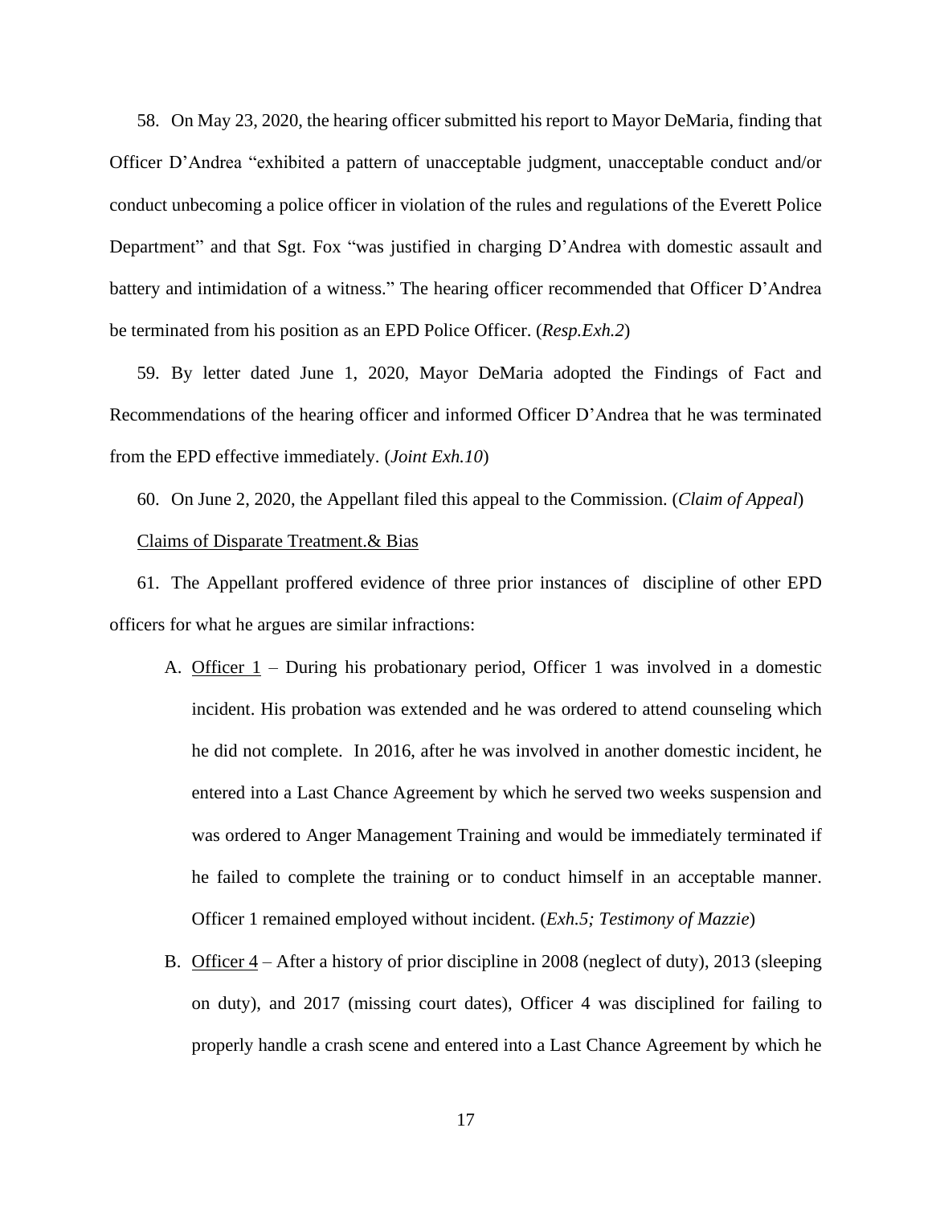58. On May 23, 2020, the hearing officer submitted his report to Mayor DeMaria, finding that Officer D'Andrea "exhibited a pattern of unacceptable judgment, unacceptable conduct and/or conduct unbecoming a police officer in violation of the rules and regulations of the Everett Police Department" and that Sgt. Fox "was justified in charging D'Andrea with domestic assault and battery and intimidation of a witness." The hearing officer recommended that Officer D'Andrea be terminated from his position as an EPD Police Officer. (*Resp.Exh.2*)

59. By letter dated June 1, 2020, Mayor DeMaria adopted the Findings of Fact and Recommendations of the hearing officer and informed Officer D'Andrea that he was terminated from the EPD effective immediately. (*Joint Exh.10*)

60. On June 2, 2020, the Appellant filed this appeal to the Commission. (*Claim of Appeal*)

<u>Claims of Disparate Treatment.& Bias</u>

61. The Appellant proffered evidence of three prior instances of discipline of other EPD officers for what he argues are similar infractions:

A. <u>Officer 1</u> – During his probationary period, Officer 1 was involved in a domestic incident. His probation was extended and he was ordered to attend counseling which he did not complete. In 2016, after he was involved in another domestic incident, he entered into a Last Chance Agreement by which he served two weeks suspension and was ordered to Anger Management Training and would be immediately terminated if he failed to complete the training or to conduct himself in an acceptable manner. Officer 1 remained employed without incident. (*Exh.5; Testimony of Mazzie*)

B. <u>Officer 4</u> – After a history of prior discipline in 2008 (neglect of duty), 2013 (sleeping on duty), and 2017 (missing court dates), Officer 4 was disciplined for failing to properly handle a crash scene and entered into a Last Chance Agreement by which he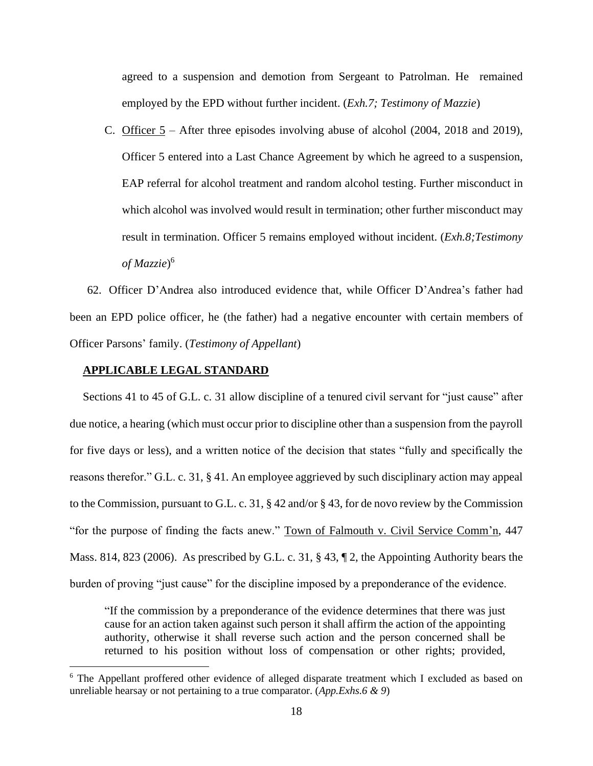agreed to a suspension and demotion from Sergeant to Patrolman. He remained employed by the EPD without further incident. (*Exh.7; Testimony of Mazzie*)

C. Officer 5 – After three episodes involving abuse of alcohol (2004, 2018 and 2019), Officer 5 entered into a Last Chance Agreement by which he agreed to a suspension, EAP referral for alcohol treatment and random alcohol testing. Further misconduct in which alcohol was involved would result in termination; other further misconduct may result in termination. Officer 5 remains employed without incident. (*Exh.8;Testimony of Mazzie*)[6]

62. Officer D'Andrea also introduced evidence that, while Officer D'Andrea's father had been an EPD police officer, he (the father) had a negative encounter with certain members of Officer Parsons' family. (*Testimony of Appellant*)

## APPLICABLE LEGAL STANDARD

Sections 41 to 45 of G.L. c. 31 allow discipline of a tenured civil servant for "just cause" after due notice, a hearing (which must occur prior to discipline other than a suspension from the payroll for five days or less), and a written notice of the decision that states "fully and specifically the reasons therefor." G.L. c. 31, § 41. An employee aggrieved by such disciplinary action may appeal to the Commission, pursuant to G.L. c. 31, § 42 and/or § 43, for de novo review by the Commission "for the purpose of finding the facts anew." Town of Falmouth v. Civil Service Comm'n, 447 Mass. 814, 823 (2006). As prescribed by G.L. c. 31, § 43, ¶ 2, the Appointing Authority bears the burden of proving "just cause" for the discipline imposed by a preponderance of the evidence.

> "If the commission by a preponderance of the evidence determines that there was just cause for an action taken against such person it shall affirm the action of the appointing authority, otherwise it shall reverse such action and the person concerned shall be returned to his position without loss of compensation or other rights; provided,

[6] The Appellant proffered other evidence of alleged disparate treatment which I excluded as based on unreliable hearsay or not pertaining to a true comparator. (*App.Exhs.6 & 9*)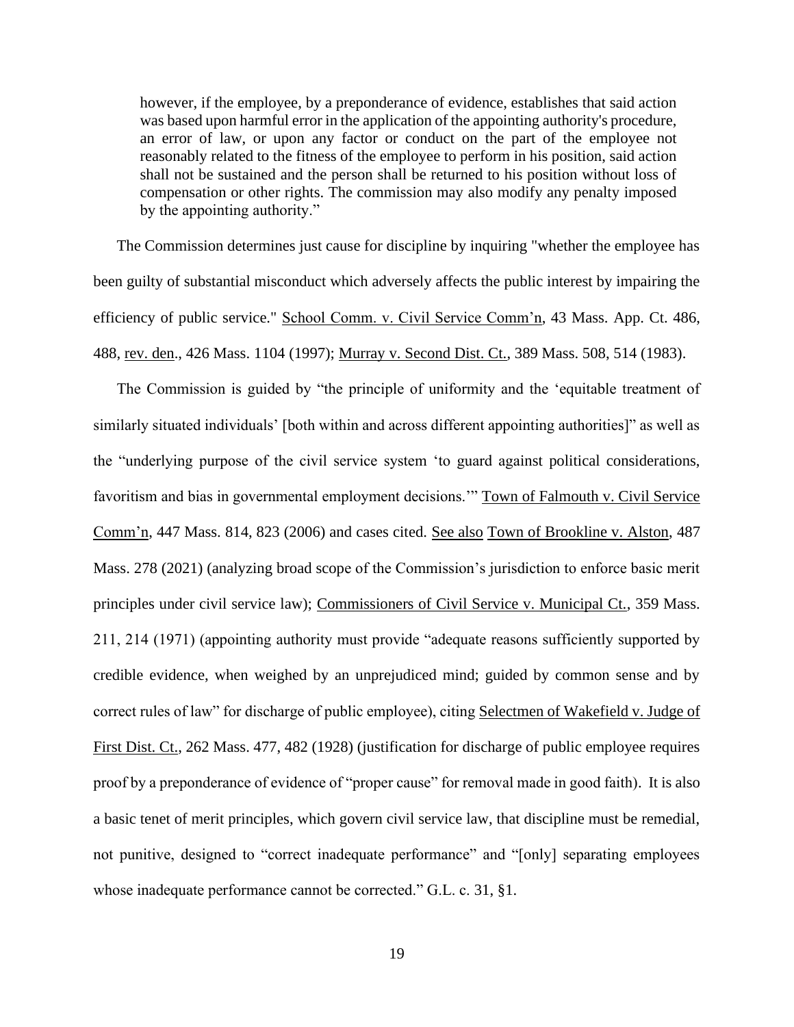> however, if the employee, by a preponderance of evidence, establishes that said action was based upon harmful error in the application of the appointing authority's procedure, an error of law, or upon any factor or conduct on the part of the employee not reasonably related to the fitness of the employee to perform in his position, said action shall not be sustained and the person shall be returned to his position without loss of compensation or other rights. The commission may also modify any penalty imposed by the appointing authority."

The Commission determines just cause for discipline by inquiring "whether the employee has been guilty of substantial misconduct which adversely affects the public interest by impairing the efficiency of public service." School Comm. v. Civil Service Comm'n, 43 Mass. App. Ct. 486, 488, rev. den., 426 Mass. 1104 (1997); Murray v. Second Dist. Ct., 389 Mass. 508, 514 (1983).

The Commission is guided by "the principle of uniformity and the 'equitable treatment of similarly situated individuals' [both within and across different appointing authorities]" as well as the "underlying purpose of the civil service system 'to guard against political considerations, favoritism and bias in governmental employment decisions.'" Town of Falmouth v. Civil Service Comm'n, 447 Mass. 814, 823 (2006) and cases cited. See also Town of Brookline v. Alston, 487 Mass. 278 (2021) (analyzing broad scope of the Commission's jurisdiction to enforce basic merit principles under civil service law); Commissioners of Civil Service v. Municipal Ct., 359 Mass. 211, 214 (1971) (appointing authority must provide "adequate reasons sufficiently supported by credible evidence, when weighed by an unprejudiced mind; guided by common sense and by correct rules of law" for discharge of public employee), citing Selectmen of Wakefield v. Judge of First Dist. Ct., 262 Mass. 477, 482 (1928) (justification for discharge of public employee requires proof by a preponderance of evidence of "proper cause" for removal made in good faith). It is also a basic tenet of merit principles, which govern civil service law, that discipline must be remedial, not punitive, designed to "correct inadequate performance" and "[only] separating employees whose inadequate performance cannot be corrected." G.L. c. 31, §1.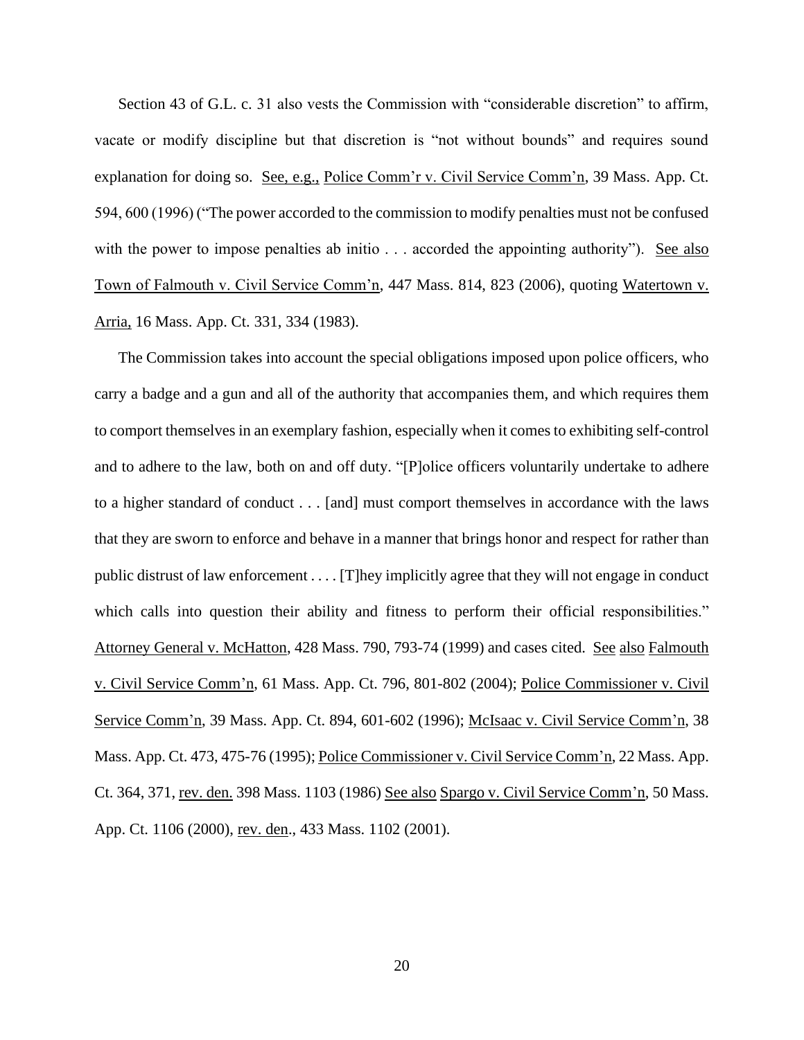Section 43 of G.L. c. 31 also vests the Commission with "considerable discretion" to affirm, vacate or modify discipline but that discretion is "not without bounds" and requires sound explanation for doing so. See, e.g., Police Comm'r v. Civil Service Comm'n, 39 Mass. App. Ct. 594, 600 (1996) ("The power accorded to the commission to modify penalties must not be confused with the power to impose penalties ab initio . . . accorded the appointing authority"). See also Town of Falmouth v. Civil Service Comm'n, 447 Mass. 814, 823 (2006), quoting Watertown v. Arria, 16 Mass. App. Ct. 331, 334 (1983).

The Commission takes into account the special obligations imposed upon police officers, who carry a badge and a gun and all of the authority that accompanies them, and which requires them to comport themselves in an exemplary fashion, especially when it comes to exhibiting self-control and to adhere to the law, both on and off duty. "[P]olice officers voluntarily undertake to adhere to a higher standard of conduct . . . [and] must comport themselves in accordance with the laws that they are sworn to enforce and behave in a manner that brings honor and respect for rather than public distrust of law enforcement . . . . [T]hey implicitly agree that they will not engage in conduct which calls into question their ability and fitness to perform their official responsibilities." Attorney General v. McHatton, 428 Mass. 790, 793-74 (1999) and cases cited. See also Falmouth v. Civil Service Comm'n, 61 Mass. App. Ct. 796, 801-802 (2004); Police Commissioner v. Civil Service Comm'n, 39 Mass. App. Ct. 894, 601-602 (1996); McIsaac v. Civil Service Comm'n, 38 Mass. App. Ct. 473, 475-76 (1995); Police Commissioner v. Civil Service Comm'n, 22 Mass. App. Ct. 364, 371, rev. den. 398 Mass. 1103 (1986) See also Spargo v. Civil Service Comm'n, 50 Mass. App. Ct. 1106 (2000), rev. den., 433 Mass. 1102 (2001).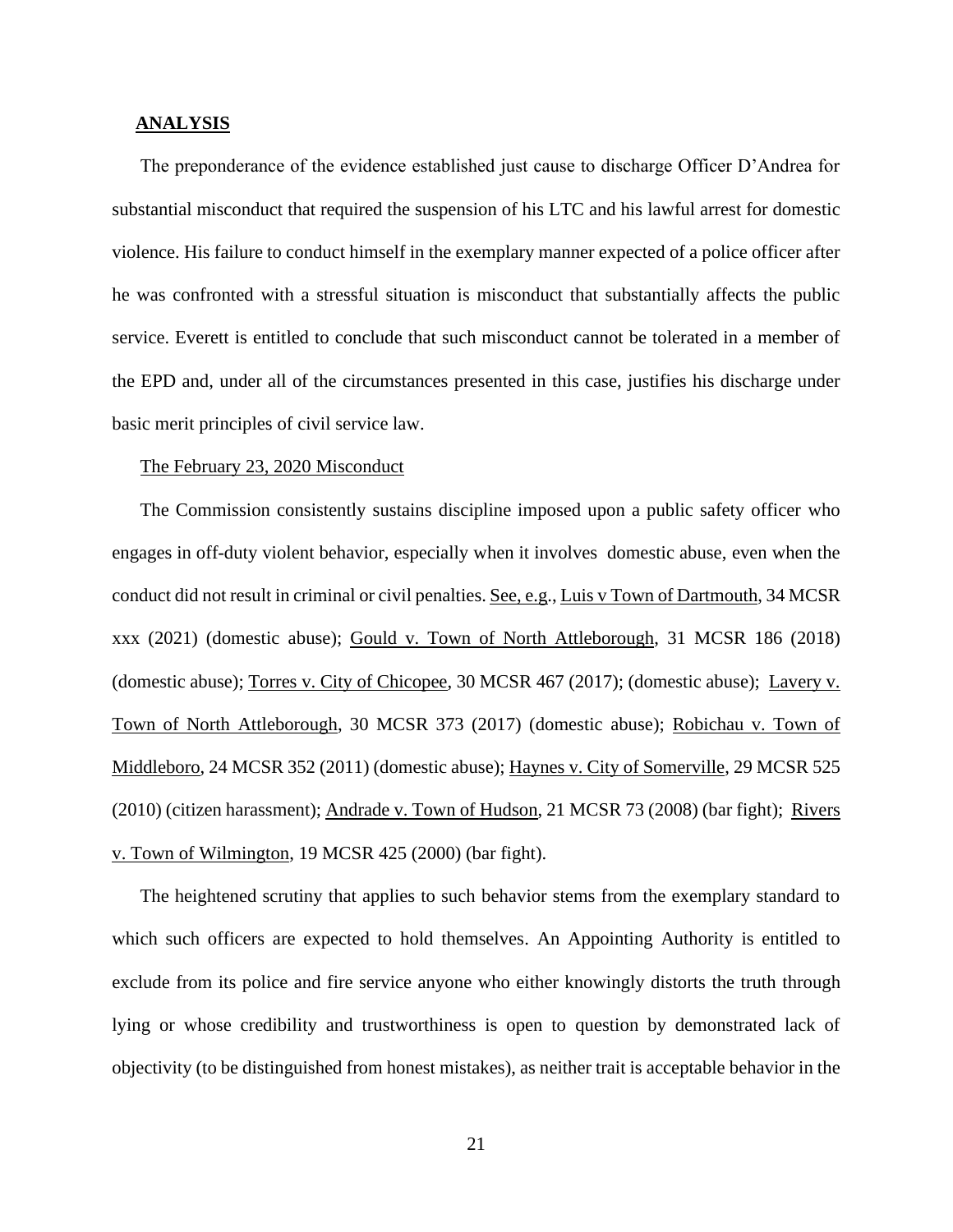## ANALYSIS

The preponderance of the evidence established just cause to discharge Officer D'Andrea for substantial misconduct that required the suspension of his LTC and his lawful arrest for domestic violence. His failure to conduct himself in the exemplary manner expected of a police officer after he was confronted with a stressful situation is misconduct that substantially affects the public service. Everett is entitled to conclude that such misconduct cannot be tolerated in a member of the EPD and, under all of the circumstances presented in this case, justifies his discharge under basic merit principles of civil service law.

### The February 23, 2020 Misconduct

The Commission consistently sustains discipline imposed upon a public safety officer who engages in off-duty violent behavior, especially when it involves domestic abuse, even when the conduct did not result in criminal or civil penalties. See, e.g., Luis v Town of Dartmouth, 34 MCSR xxx (2021) (domestic abuse); Gould v. Town of North Attleborough, 31 MCSR 186 (2018) (domestic abuse); Torres v. City of Chicopee, 30 MCSR 467 (2017); (domestic abuse); Lavery v. Town of North Attleborough, 30 MCSR 373 (2017) (domestic abuse); Robichau v. Town of Middleboro, 24 MCSR 352 (2011) (domestic abuse); Haynes v. City of Somerville, 29 MCSR 525 (2010) (citizen harassment); Andrade v. Town of Hudson, 21 MCSR 73 (2008) (bar fight); Rivers v. Town of Wilmington, 19 MCSR 425 (2000) (bar fight).

The heightened scrutiny that applies to such behavior stems from the exemplary standard to which such officers are expected to hold themselves. An Appointing Authority is entitled to exclude from its police and fire service anyone who either knowingly distorts the truth through lying or whose credibility and trustworthiness is open to question by demonstrated lack of objectivity (to be distinguished from honest mistakes), as neither trait is acceptable behavior in the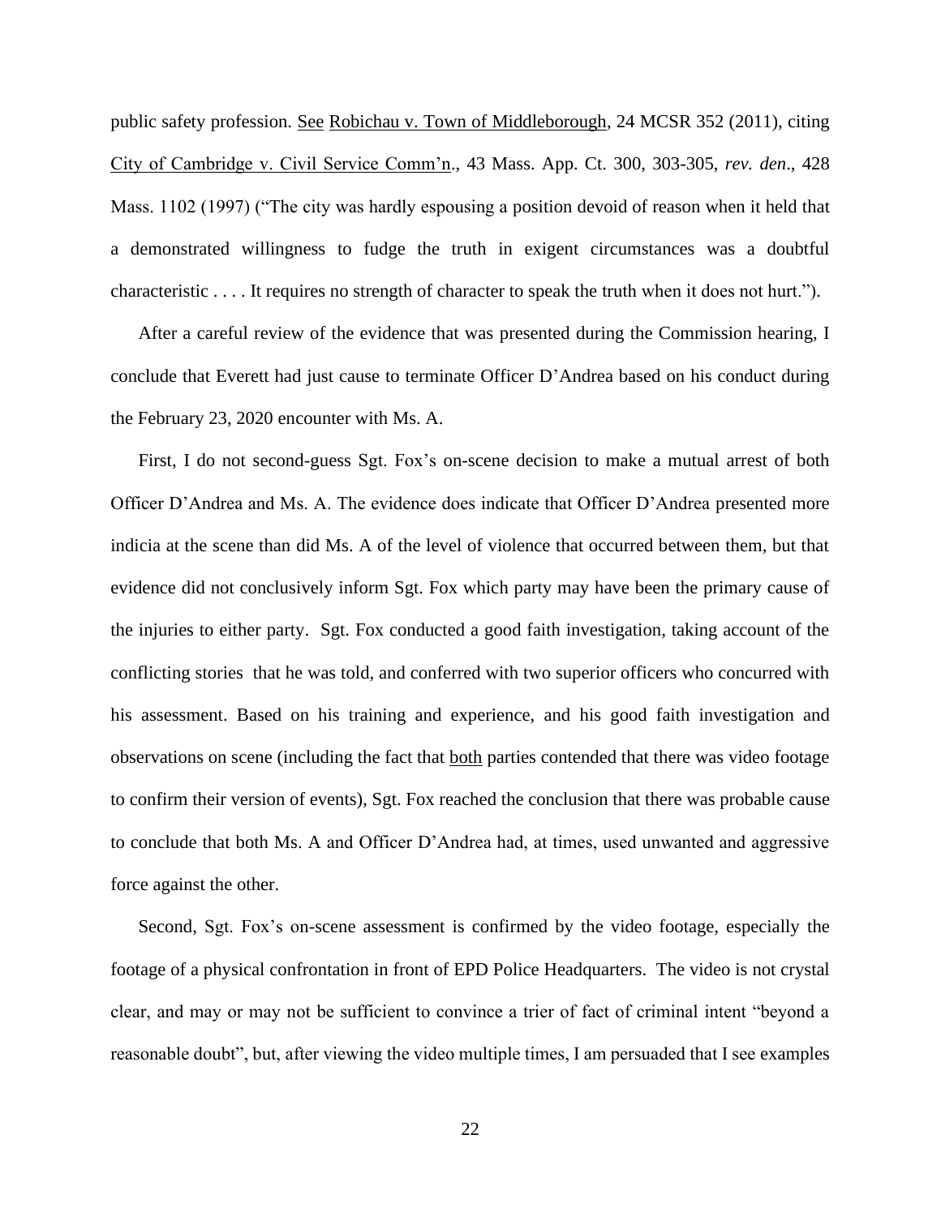public safety profession. See Robichau v. Town of Middleborough, 24 MCSR 352 (2011), citing City of Cambridge v. Civil Service Comm'n., 43 Mass. App. Ct. 300, 303-305, *rev. den*., 428 Mass. 1102 (1997) ("The city was hardly espousing a position devoid of reason when it held that a demonstrated willingness to fudge the truth in exigent circumstances was a doubtful characteristic . . . . It requires no strength of character to speak the truth when it does not hurt.").

After a careful review of the evidence that was presented during the Commission hearing, I conclude that Everett had just cause to terminate Officer D'Andrea based on his conduct during the February 23, 2020 encounter with Ms. A.

First, I do not second-guess Sgt. Fox's on-scene decision to make a mutual arrest of both Officer D'Andrea and Ms. A. The evidence does indicate that Officer D'Andrea presented more indicia at the scene than did Ms. A of the level of violence that occurred between them, but that evidence did not conclusively inform Sgt. Fox which party may have been the primary cause of the injuries to either party. Sgt. Fox conducted a good faith investigation, taking account of the conflicting stories that he was told, and conferred with two superior officers who concurred with his assessment. Based on his training and experience, and his good faith investigation and observations on scene (including the fact that both parties contended that there was video footage to confirm their version of events), Sgt. Fox reached the conclusion that there was probable cause to conclude that both Ms. A and Officer D'Andrea had, at times, used unwanted and aggressive force against the other.

Second, Sgt. Fox's on-scene assessment is confirmed by the video footage, especially the footage of a physical confrontation in front of EPD Police Headquarters. The video is not crystal clear, and may or may not be sufficient to convince a trier of fact of criminal intent "beyond a reasonable doubt", but, after viewing the video multiple times, I am persuaded that I see examples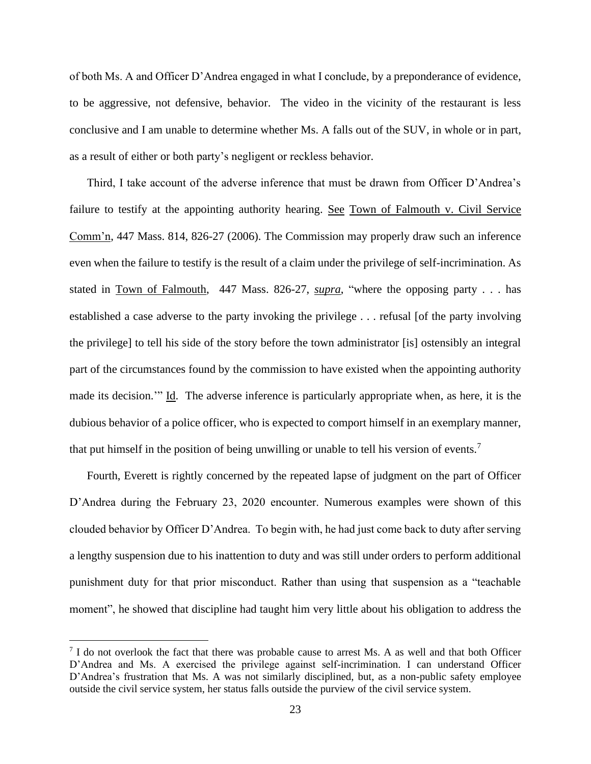of both Ms. A and Officer D'Andrea engaged in what I conclude, by a preponderance of evidence, to be aggressive, not defensive, behavior. The video in the vicinity of the restaurant is less conclusive and I am unable to determine whether Ms. A falls out of the SUV, in whole or in part, as a result of either or both party's negligent or reckless behavior.

Third, I take account of the adverse inference that must be drawn from Officer D'Andrea's failure to testify at the appointing authority hearing. See Town of Falmouth v. Civil Service Comm'n, 447 Mass. 814, 826-27 (2006). The Commission may properly draw such an inference even when the failure to testify is the result of a claim under the privilege of self-incrimination. As stated in Town of Falmouth, 447 Mass. 826-27, *supra*, "where the opposing party . . . has established a case adverse to the party invoking the privilege . . . refusal [of the party involving the privilege] to tell his side of the story before the town administrator [is] ostensibly an integral part of the circumstances found by the commission to have existed when the appointing authority made its decision.'" Id. The adverse inference is particularly appropriate when, as here, it is the dubious behavior of a police officer, who is expected to comport himself in an exemplary manner, that put himself in the position of being unwilling or unable to tell his version of events.[7]

Fourth, Everett is rightly concerned by the repeated lapse of judgment on the part of Officer D'Andrea during the February 23, 2020 encounter. Numerous examples were shown of this clouded behavior by Officer D'Andrea. To begin with, he had just come back to duty after serving a lengthy suspension due to his inattention to duty and was still under orders to perform additional punishment duty for that prior misconduct. Rather than using that suspension as a "teachable moment", he showed that discipline had taught him very little about his obligation to address the

[7] I do not overlook the fact that there was probable cause to arrest Ms. A as well and that both Officer D'Andrea and Ms. A exercised the privilege against self-incrimination. I can understand Officer D'Andrea's frustration that Ms. A was not similarly disciplined, but, as a non-public safety employee outside the civil service system, her status falls outside the purview of the civil service system.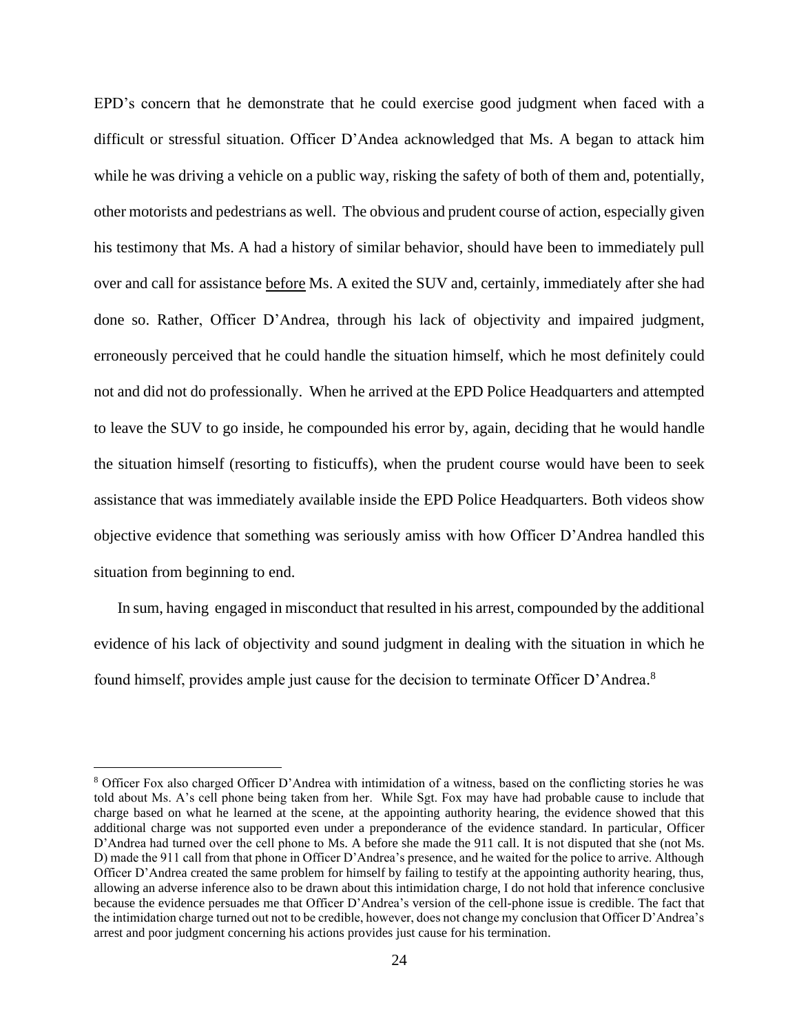EPD's concern that he demonstrate that he could exercise good judgment when faced with a difficult or stressful situation. Officer D'Andea acknowledged that Ms. A began to attack him while he was driving a vehicle on a public way, risking the safety of both of them and, potentially, other motorists and pedestrians as well. The obvious and prudent course of action, especially given his testimony that Ms. A had a history of similar behavior, should have been to immediately pull over and call for assistance before Ms. A exited the SUV and, certainly, immediately after she had done so. Rather, Officer D'Andrea, through his lack of objectivity and impaired judgment, erroneously perceived that he could handle the situation himself, which he most definitely could not and did not do professionally. When he arrived at the EPD Police Headquarters and attempted to leave the SUV to go inside, he compounded his error by, again, deciding that he would handle the situation himself (resorting to fisticuffs), when the prudent course would have been to seek assistance that was immediately available inside the EPD Police Headquarters. Both videos show objective evidence that something was seriously amiss with how Officer D'Andrea handled this situation from beginning to end.

In sum, having engaged in misconduct that resulted in his arrest, compounded by the additional evidence of his lack of objectivity and sound judgment in dealing with the situation in which he found himself, provides ample just cause for the decision to terminate Officer D'Andrea.[8]

---

[8] Officer Fox also charged Officer D'Andrea with intimidation of a witness, based on the conflicting stories he was told about Ms. A's cell phone being taken from her. While Sgt. Fox may have had probable cause to include that charge based on what he learned at the scene, at the appointing authority hearing, the evidence showed that this additional charge was not supported even under a preponderance of the evidence standard. In particular, Officer D'Andrea had turned over the cell phone to Ms. A before she made the 911 call. It is not disputed that she (not Ms. D) made the 911 call from that phone in Officer D'Andrea's presence, and he waited for the police to arrive. Although Officer D'Andrea created the same problem for himself by failing to testify at the appointing authority hearing, thus, allowing an adverse inference also to be drawn about this intimidation charge, I do not hold that inference conclusive because the evidence persuades me that Officer D'Andrea's version of the cell-phone issue is credible. The fact that the intimidation charge turned out not to be credible, however, does not change my conclusion that Officer D'Andrea's arrest and poor judgment concerning his actions provides just cause for his termination.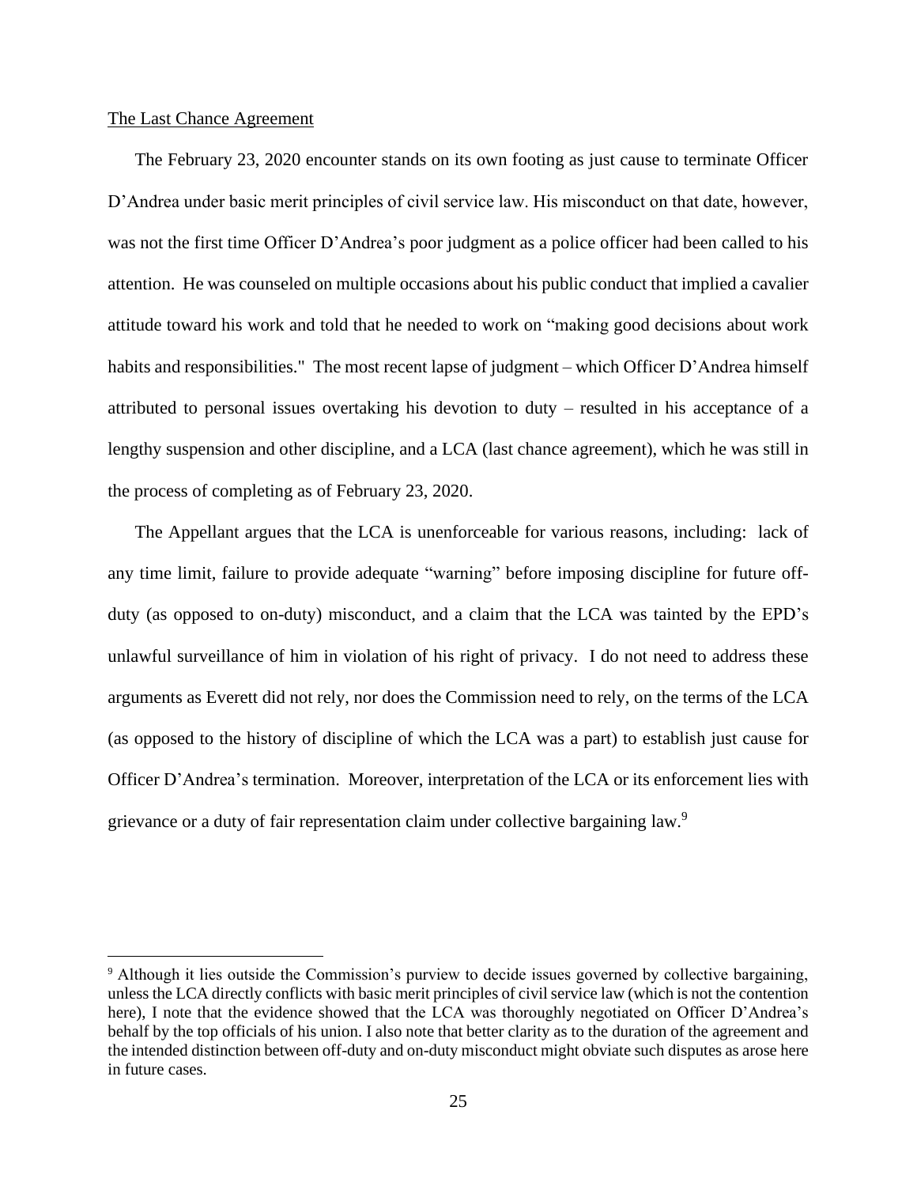<u>The Last Chance Agreement</u>

The February 23, 2020 encounter stands on its own footing as just cause to terminate Officer D'Andrea under basic merit principles of civil service law. His misconduct on that date, however, was not the first time Officer D'Andrea's poor judgment as a police officer had been called to his attention. He was counseled on multiple occasions about his public conduct that implied a cavalier attitude toward his work and told that he needed to work on "making good decisions about work habits and responsibilities." The most recent lapse of judgment – which Officer D'Andrea himself attributed to personal issues overtaking his devotion to duty – resulted in his acceptance of a lengthy suspension and other discipline, and a LCA (last chance agreement), which he was still in the process of completing as of February 23, 2020.

The Appellant argues that the LCA is unenforceable for various reasons, including: lack of any time limit, failure to provide adequate "warning" before imposing discipline for future off-duty (as opposed to on-duty) misconduct, and a claim that the LCA was tainted by the EPD's unlawful surveillance of him in violation of his right of privacy. I do not need to address these arguments as Everett did not rely, nor does the Commission need to rely, on the terms of the LCA (as opposed to the history of discipline of which the LCA was a part) to establish just cause for Officer D'Andrea's termination. Moreover, interpretation of the LCA or its enforcement lies with grievance or a duty of fair representation claim under collective bargaining law.[9]

[9] Although it lies outside the Commission's purview to decide issues governed by collective bargaining, unless the LCA directly conflicts with basic merit principles of civil service law (which is not the contention here), I note that the evidence showed that the LCA was thoroughly negotiated on Officer D'Andrea's behalf by the top officials of his union. I also note that better clarity as to the duration of the agreement and the intended distinction between off-duty and on-duty misconduct might obviate such disputes as arose here in future cases.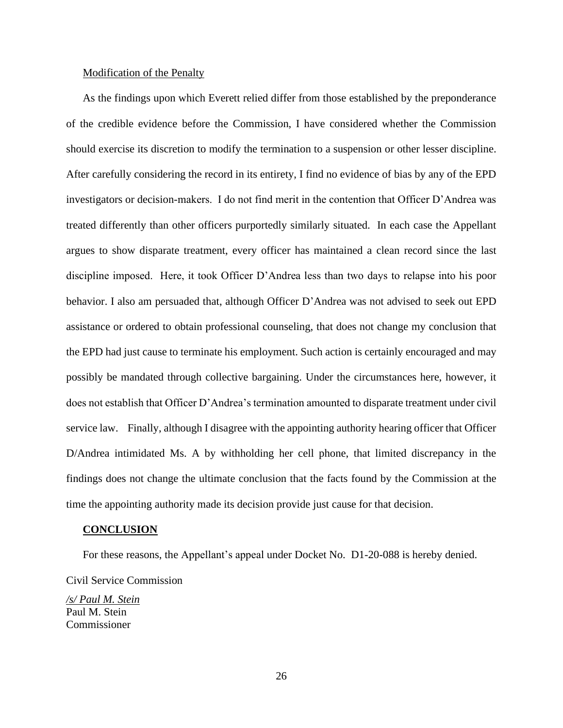Modification of the Penalty

As the findings upon which Everett relied differ from those established by the preponderance of the credible evidence before the Commission, I have considered whether the Commission should exercise its discretion to modify the termination to a suspension or other lesser discipline. After carefully considering the record in its entirety, I find no evidence of bias by any of the EPD investigators or decision-makers. I do not find merit in the contention that Officer D'Andrea was treated differently than other officers purportedly similarly situated. In each case the Appellant argues to show disparate treatment, every officer has maintained a clean record since the last discipline imposed. Here, it took Officer D'Andrea less than two days to relapse into his poor behavior. I also am persuaded that, although Officer D'Andrea was not advised to seek out EPD assistance or ordered to obtain professional counseling, that does not change my conclusion that the EPD had just cause to terminate his employment. Such action is certainly encouraged and may possibly be mandated through collective bargaining. Under the circumstances here, however, it does not establish that Officer D'Andrea's termination amounted to disparate treatment under civil service law. Finally, although I disagree with the appointing authority hearing officer that Officer D/Andrea intimidated Ms. A by withholding her cell phone, that limited discrepancy in the findings does not change the ultimate conclusion that the facts found by the Commission at the time the appointing authority made its decision provide just cause for that decision.

**CONCLUSION**

For these reasons, the Appellant's appeal under Docket No. D1-20-088 is hereby denied.

Civil Service Commission

*/s/ Paul M. Stein*
Paul M. Stein
Commissioner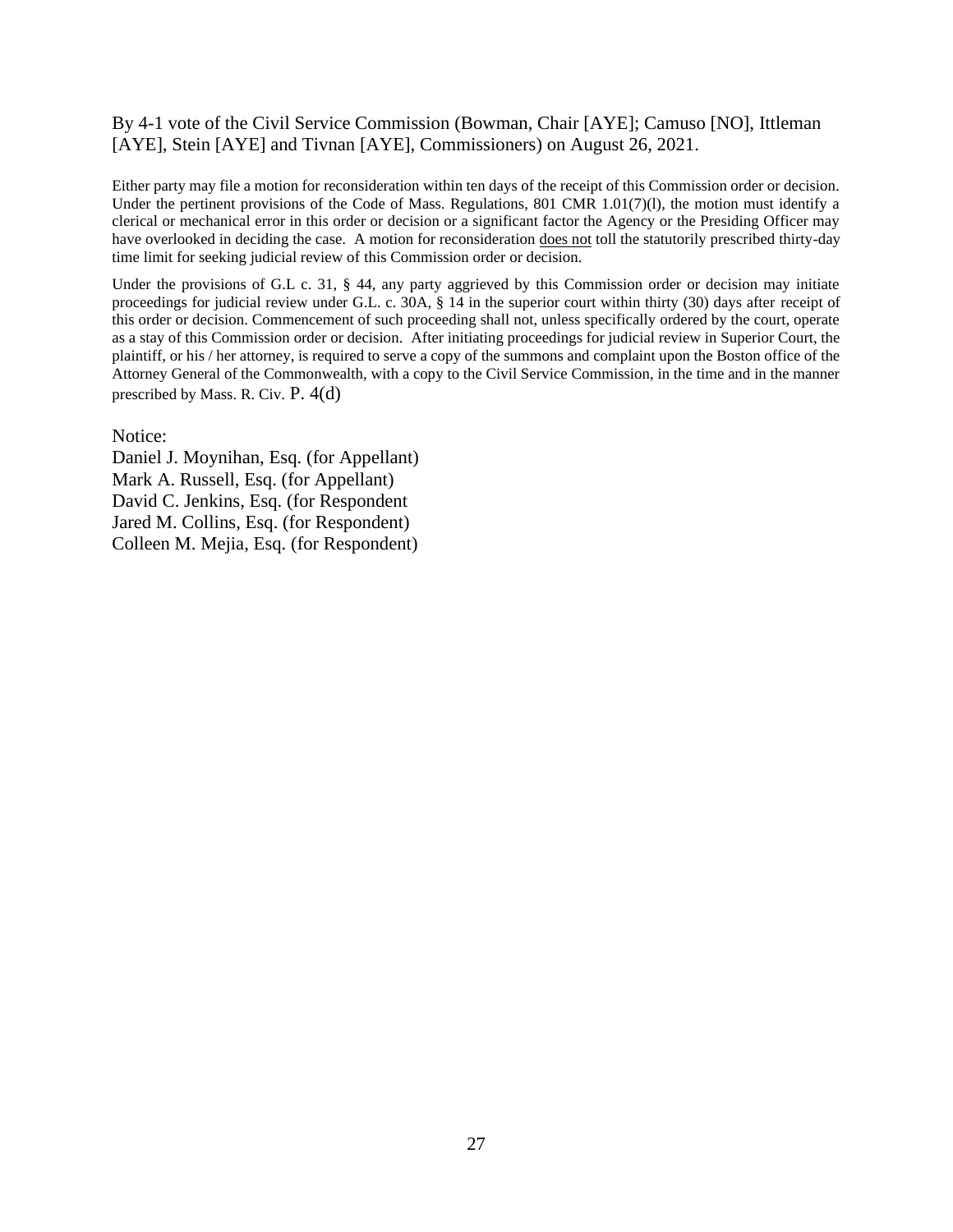By 4-1 vote of the Civil Service Commission (Bowman, Chair [AYE]; Camuso [NO], Ittleman [AYE], Stein [AYE] and Tivnan [AYE], Commissioners) on August 26, 2021.

Either party may file a motion for reconsideration within ten days of the receipt of this Commission order or decision. Under the pertinent provisions of the Code of Mass. Regulations, 801 CMR 1.01(7)(l), the motion must identify a clerical or mechanical error in this order or decision or a significant factor the Agency or the Presiding Officer may have overlooked in deciding the case. A motion for reconsideration does not toll the statutorily prescribed thirty-day time limit for seeking judicial review of this Commission order or decision.

Under the provisions of G.L c. 31, § 44, any party aggrieved by this Commission order or decision may initiate proceedings for judicial review under G.L. c. 30A, § 14 in the superior court within thirty (30) days after receipt of this order or decision. Commencement of such proceeding shall not, unless specifically ordered by the court, operate as a stay of this Commission order or decision. After initiating proceedings for judicial review in Superior Court, the plaintiff, or his / her attorney, is required to serve a copy of the summons and complaint upon the Boston office of the Attorney General of the Commonwealth, with a copy to the Civil Service Commission, in the time and in the manner prescribed by Mass. R. Civ. P. 4(d)

Notice:  
Daniel J. Moynihan, Esq. (for Appellant)  
Mark A. Russell, Esq. (for Appellant)  
David C. Jenkins, Esq. (for Respondent  
Jared M. Collins, Esq. (for Respondent)  
Colleen M. Mejia, Esq. (for Respondent)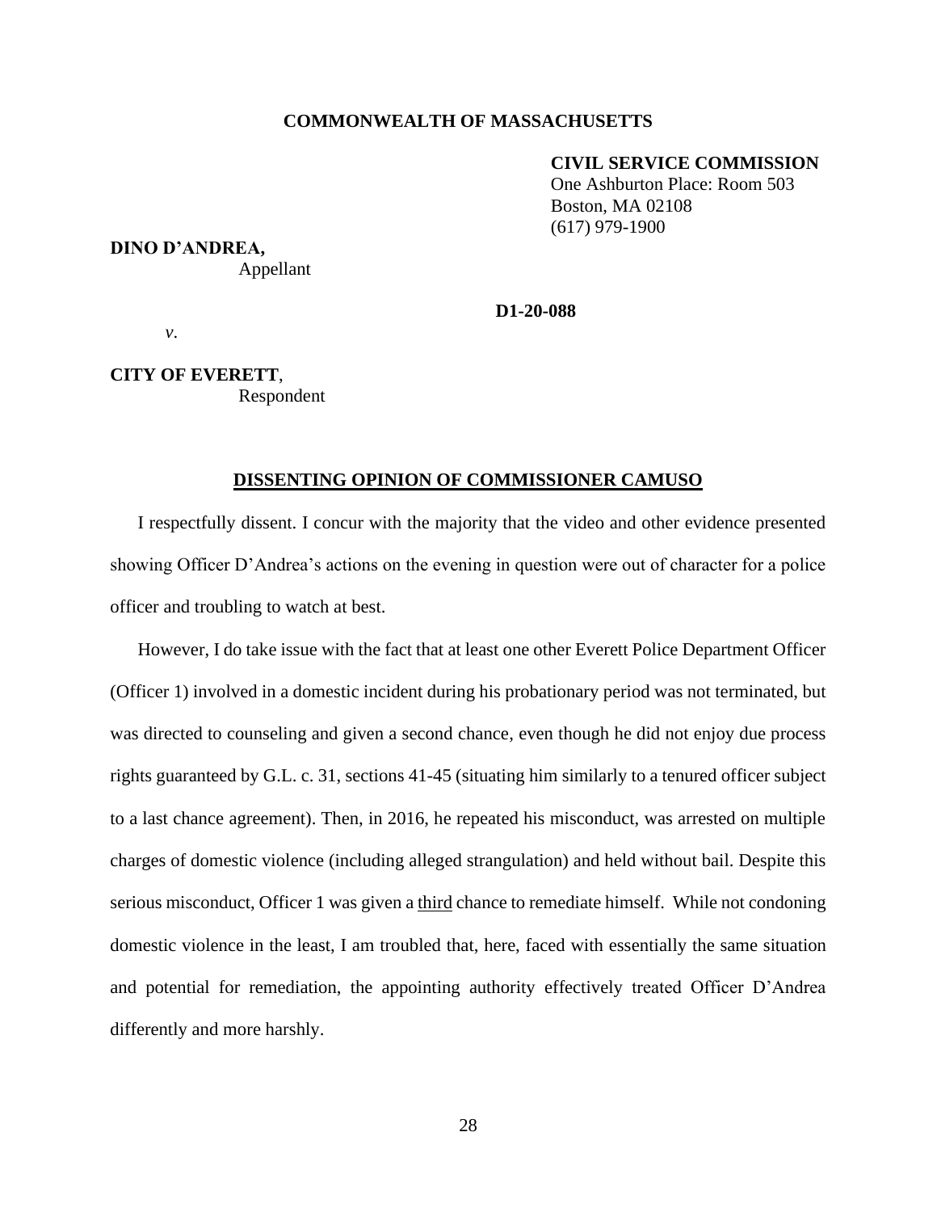**COMMONWEALTH OF MASSACHUSETTS**

**CIVIL SERVICE COMMISSION**
One Ashburton Place: Room 503
Boston, MA 02108
(617) 979-1900

**DINO D'ANDREA,**
Appellant

**D1-20-088**

*v*.

**CITY OF EVERETT**,
Respondent

## DISSENTING OPINION OF COMMISSIONER CAMUSO

I respectfully dissent. I concur with the majority that the video and other evidence presented showing Officer D'Andrea's actions on the evening in question were out of character for a police officer and troubling to watch at best.

However, I do take issue with the fact that at least one other Everett Police Department Officer (Officer 1) involved in a domestic incident during his probationary period was not terminated, but was directed to counseling and given a second chance, even though he did not enjoy due process rights guaranteed by G.L. c. 31, sections 41-45 (situating him similarly to a tenured officer subject to a last chance agreement). Then, in 2016, he repeated his misconduct, was arrested on multiple charges of domestic violence (including alleged strangulation) and held without bail. Despite this serious misconduct, Officer 1 was given a <u>third</u> chance to remediate himself. While not condoning domestic violence in the least, I am troubled that, here, faced with essentially the same situation and potential for remediation, the appointing authority effectively treated Officer D'Andrea differently and more harshly.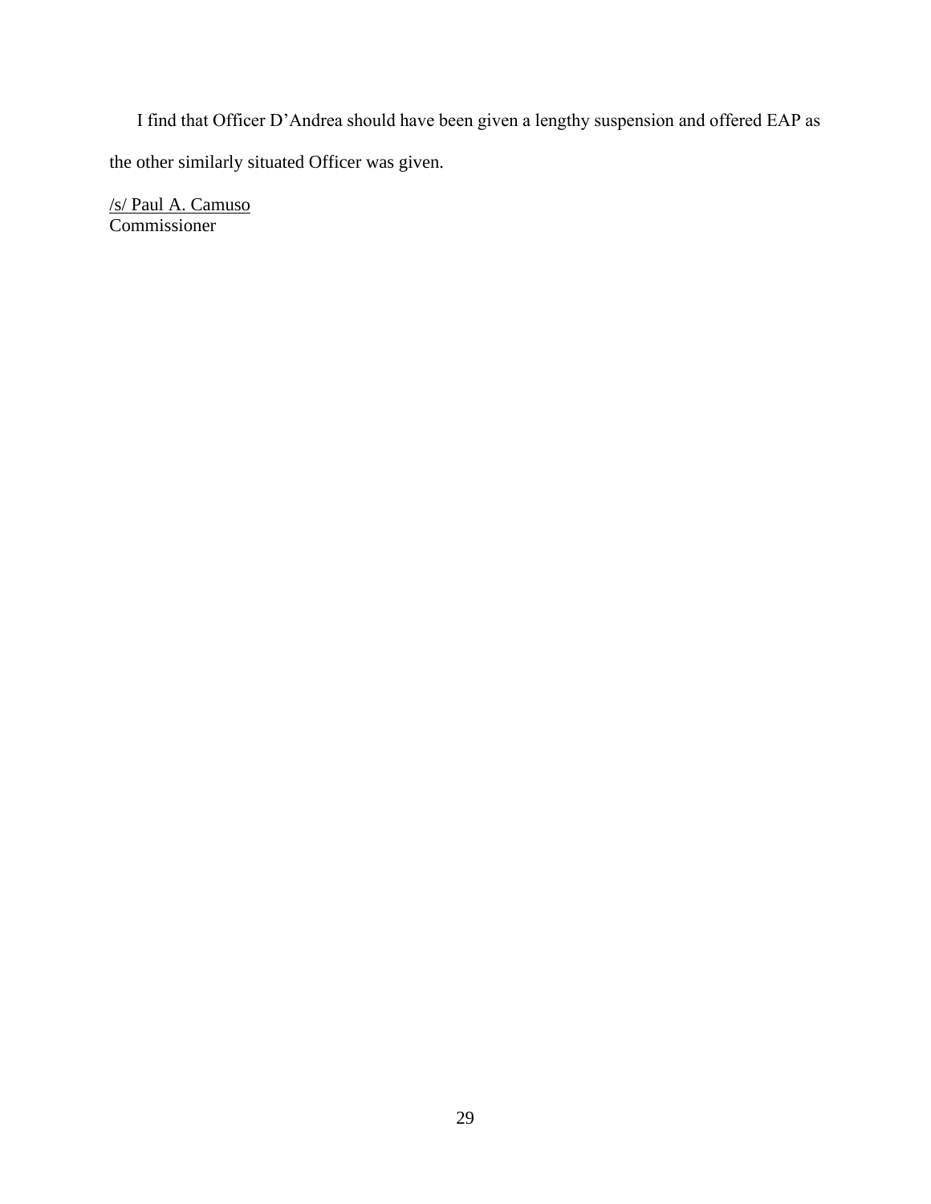I find that Officer D’Andrea should have been given a lengthy suspension and offered EAP as the other similarly situated Officer was given.

/s/ Paul A. Camuso
Commissioner